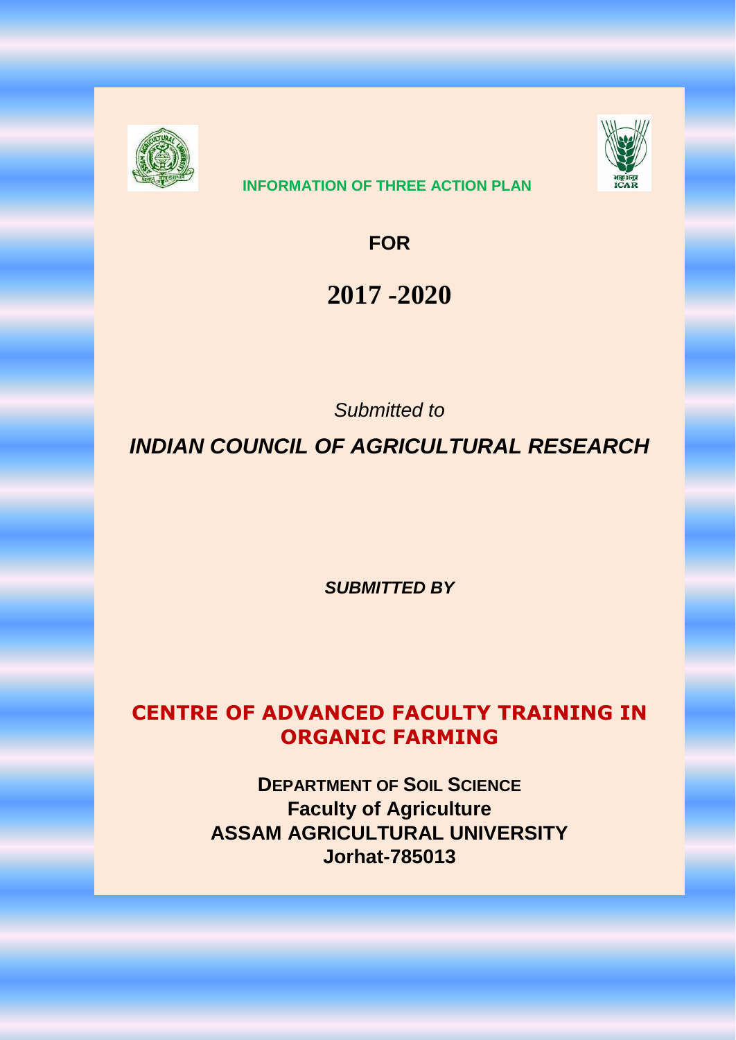**INFORMATION OF THREE ACTION PLAN**

**FOR**

# 2017 -2020

*Submitted to*

## *INDIAN COUNCIL OF AGRICULTURAL RESEARCH*

***SUBMITTED BY***

## CENTRE OF ADVANCED FACULTY TRAINING IN ORGANIC FARMING

**DEPARTMENT OF SOIL SCIENCE**
**Faculty of Agriculture**
**ASSAM AGRICULTURAL UNIVERSITY**
**Jorhat-785013**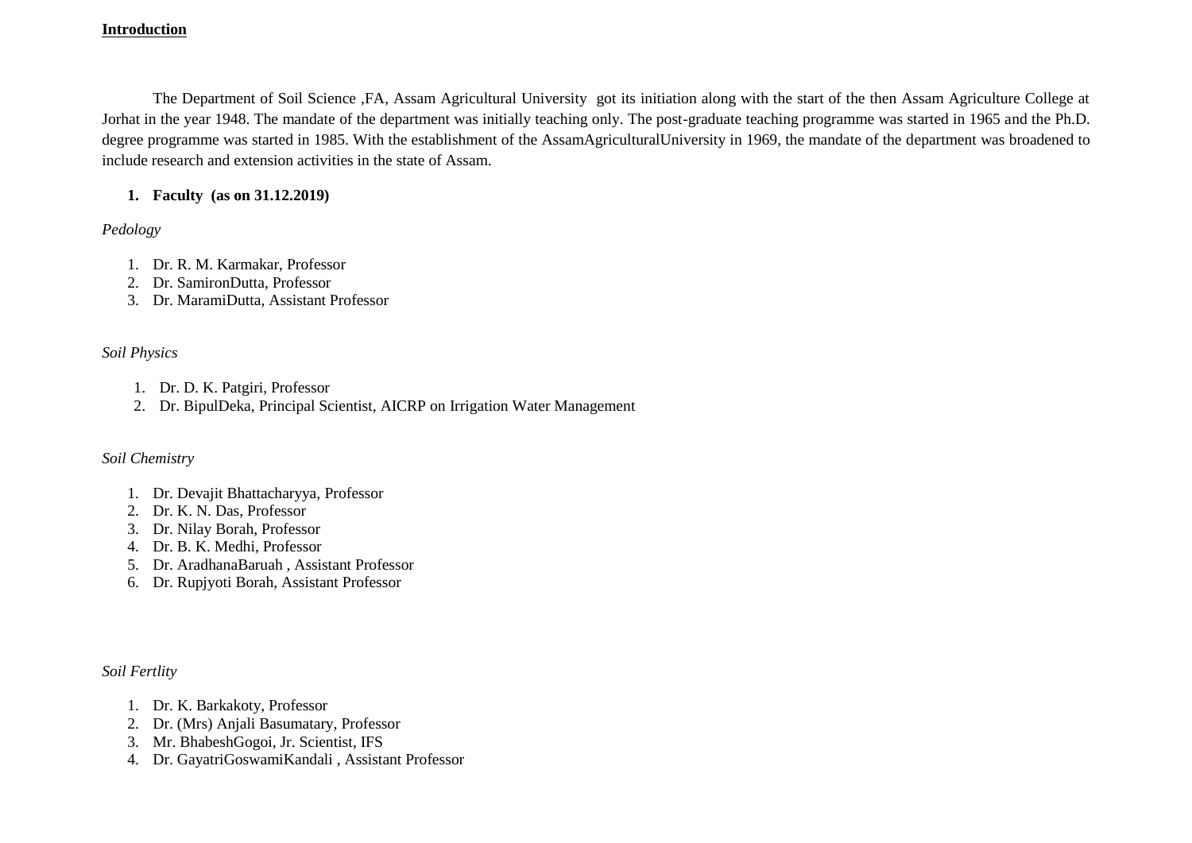## Introduction

The Department of Soil Science ,FA, Assam Agricultural University got its initiation along with the start of the then Assam Agriculture College at Jorhat in the year 1948. The mandate of the department was initially teaching only. The post-graduate teaching programme was started in 1965 and the Ph.D. degree programme was started in 1985. With the establishment of the AssamAgriculturalUniversity in 1969, the mandate of the department was broadened to include research and extension activities in the state of Assam.

1. **Faculty (as on 31.12.2019)**

*Pedology*

1. Dr. R. M. Karmakar, Professor
2. Dr. SamironDutta, Professor
3. Dr. MaramiDutta, Assistant Professor

*Soil Physics*

1. Dr. D. K. Patgiri, Professor
2. Dr. BipulDeka, Principal Scientist, AICRP on Irrigation Water Management

*Soil Chemistry*

1. Dr. Devajit Bhattacharyya, Professor
2. Dr. K. N. Das, Professor
3. Dr. Nilay Borah, Professor
4. Dr. B. K. Medhi, Professor
5. Dr. AradhanaBaruah , Assistant Professor
6. Dr. Rupjyoti Borah, Assistant Professor

*Soil Fertlity*

1. Dr. K. Barkakoty, Professor
2. Dr. (Mrs) Anjali Basumatary, Professor
3. Mr. BhabeshGogoi, Jr. Scientist, IFS
4. Dr. GayatriGoswamiKandali , Assistant Professor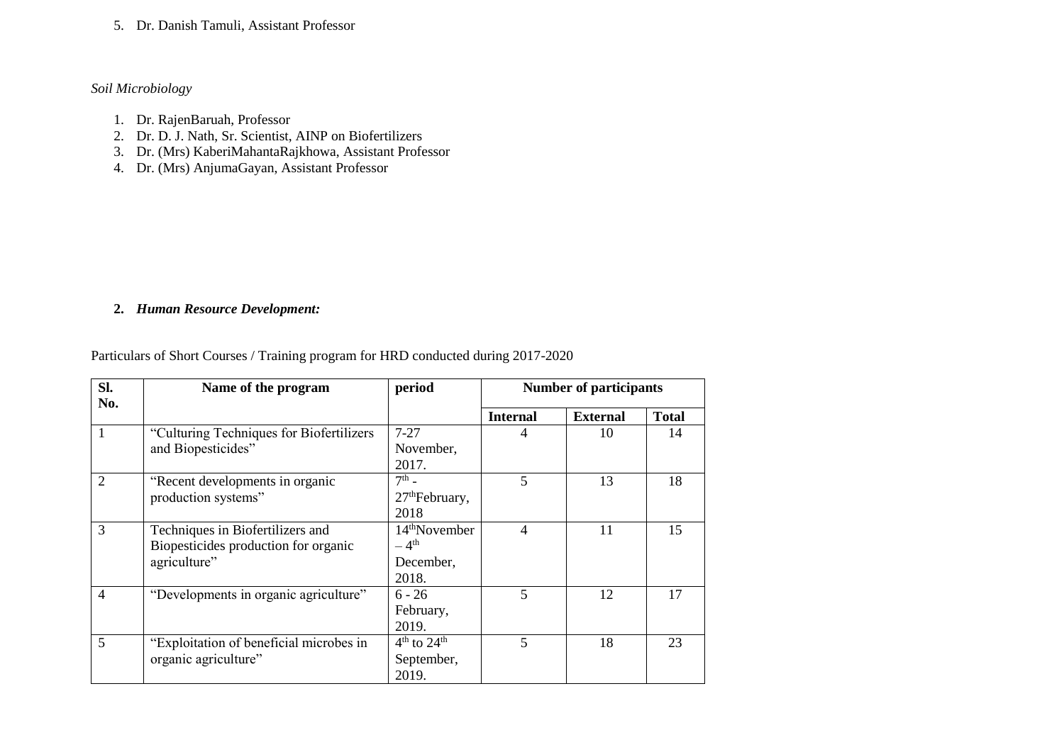5. Dr. Danish Tamuli, Assistant Professor

*Soil Microbiology*

1. Dr. RajenBaruah, Professor
2. Dr. D. J. Nath, Sr. Scientist, AINP on Biofertilizers
3. Dr. (Mrs) KaberiMahantaRajkhowa, Assistant Professor
4. Dr. (Mrs) AnjumaGayan, Assistant Professor

2. ***Human Resource Development:***

Particulars of Short Courses / Training program for HRD conducted during 2017-2020

| Sl. No. | Name of the program | period | Number of participants | | |
|---|---|---|---|---|---|
| | | | **Internal** | **External** | **Total** |
| 1 | “Culturing Techniques for Biofertilizers and Biopesticides” | 7-27 November, 2017. | 4 | 10 | 14 |
| 2 | “Recent developments in organic production systems” | 7th - 27thFebruary, 2018 | 5 | 13 | 18 |
| 3 | Techniques in Biofertilizers and Biopesticides production for organic agriculture” | 14thNovember – 4th December, 2018. | 4 | 11 | 15 |
| 4 | “Developments in organic agriculture” | 6 - 26 February, 2019. | 5 | 12 | 17 |
| 5 | “Exploitation of beneficial microbes in organic agriculture” | 4th to 24th September, 2019. | 5 | 18 | 23 |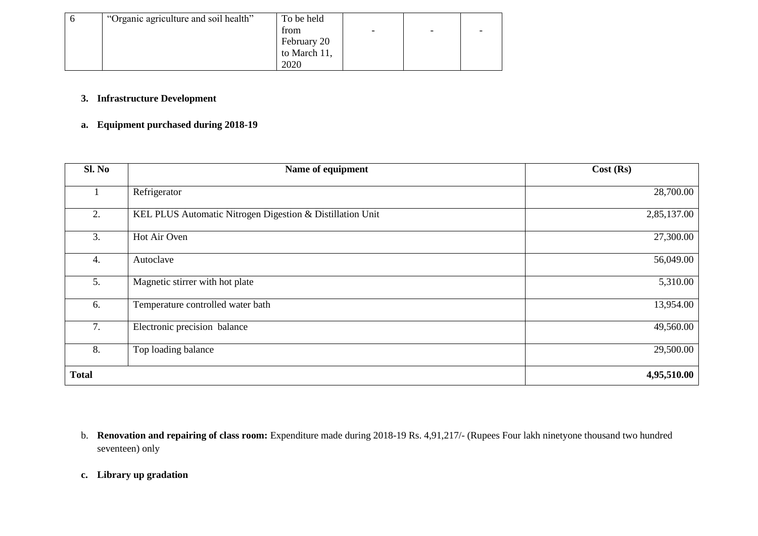| 6 | "Organic agriculture and soil health" | To be held from February 20 to March 11, 2020 | - | - | - |
|---|---|---|---|---|---|

**3. Infrastructure Development**

**a. Equipment purchased during 2018-19**

| Sl. No | Name of equipment | Cost (Rs) |
|---|---|---|
| 1 | Refrigerator | 28,700.00 |
| 2. | KEL PLUS Automatic Nitrogen Digestion & Distillation Unit | 2,85,137.00 |
| 3. | Hot Air Oven | 27,300.00 |
| 4. | Autoclave | 56,049.00 |
| 5. | Magnetic stirrer with hot plate | 5,310.00 |
| 6. | Temperature controlled water bath | 13,954.00 |
| 7. | Electronic precision balance | 49,560.00 |
| 8. | Top loading balance | 29,500.00 |
| **Total** | | **4,95,510.00** |

b. **Renovation and repairing of class room:** Expenditure made during 2018-19 Rs. 4,91,217/- (Rupees Four lakh ninetyone thousand two hundred seventeen) only

**c. Library up gradation**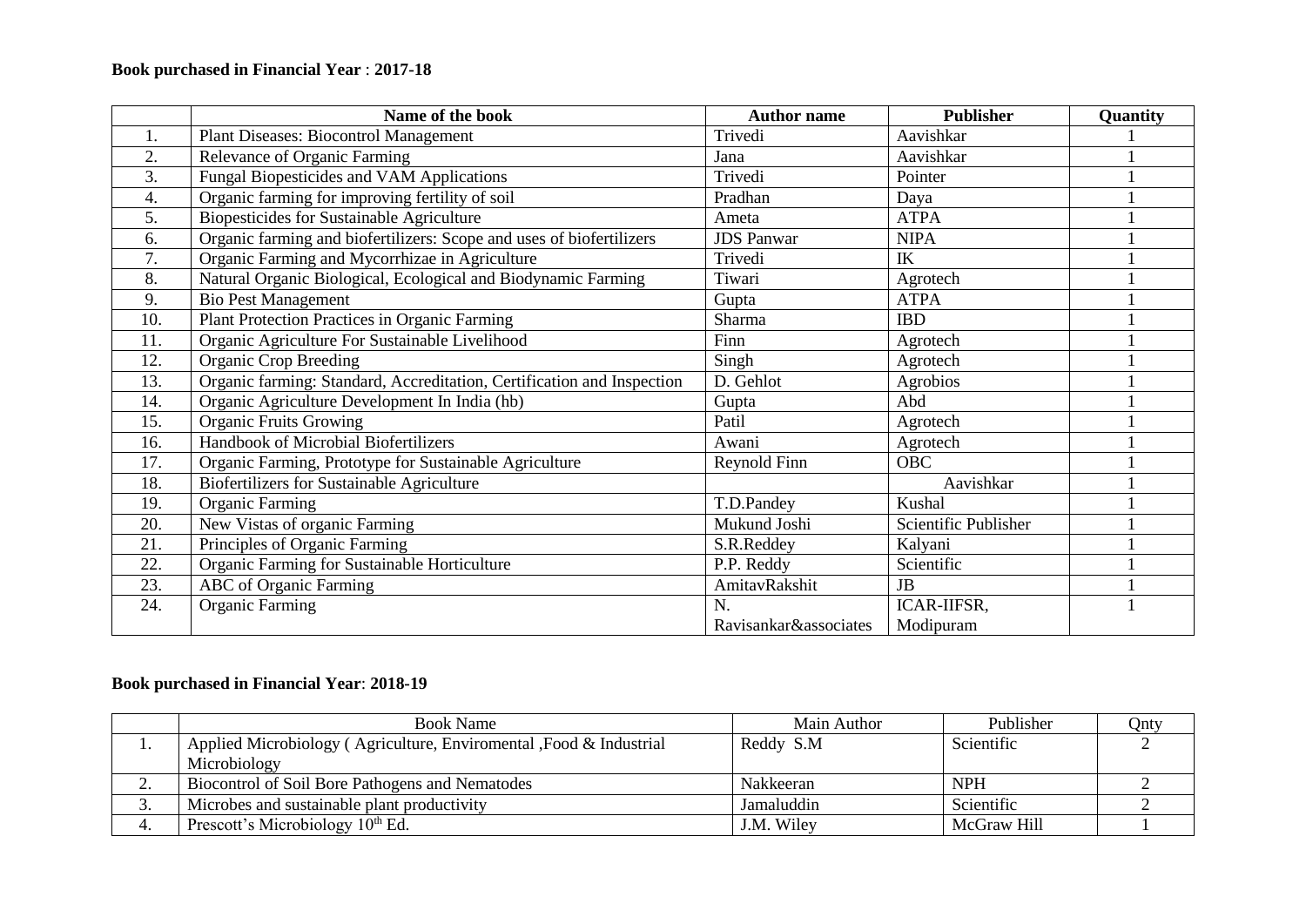**Book purchased in Financial Year** : **2017-18**

| | **Name of the book** | **Author name** | **Publisher** | **Quantity** |
|---|---|---|---|---|
| 1. | Plant Diseases: Biocontrol Management | Trivedi | Aavishkar | 1 |
| 2. | Relevance of Organic Farming | Jana | Aavishkar | 1 |
| 3. | Fungal Biopesticides and VAM Applications | Trivedi | Pointer | 1 |
| 4. | Organic farming for improving fertility of soil | Pradhan | Daya | 1 |
| 5. | Biopesticides for Sustainable Agriculture | Ameta | ATPA | 1 |
| 6. | Organic farming and biofertilizers: Scope and uses of biofertilizers | JDS Panwar | NIPA | 1 |
| 7. | Organic Farming and Mycorrhizae in Agriculture | Trivedi | IK | 1 |
| 8. | Natural Organic Biological, Ecological and Biodynamic Farming | Tiwari | Agrotech | 1 |
| 9. | Bio Pest Management | Gupta | ATPA | 1 |
| 10. | Plant Protection Practices in Organic Farming | Sharma | IBD | 1 |
| 11. | Organic Agriculture For Sustainable Livelihood | Finn | Agrotech | 1 |
| 12. | Organic Crop Breeding | Singh | Agrotech | 1 |
| 13. | Organic farming: Standard, Accreditation, Certification and Inspection | D. Gehlot | Agrobios | 1 |
| 14. | Organic Agriculture Development In India (hb) | Gupta | Abd | 1 |
| 15. | Organic Fruits Growing | Patil | Agrotech | 1 |
| 16. | Handbook of Microbial Biofertilizers | Awani | Agrotech | 1 |
| 17. | Organic Farming, Prototype for Sustainable Agriculture | Reynold Finn | OBC | 1 |
| 18. | Biofertilizers for Sustainable Agriculture | | Aavishkar | 1 |
| 19. | Organic Farming | T.D.Pandey | Kushal | 1 |
| 20. | New Vistas of organic Farming | Mukund Joshi | Scientific Publisher | 1 |
| 21. | Principles of Organic Farming | S.R.Reddey | Kalyani | 1 |
| 22. | Organic Farming for Sustainable Horticulture | P.P. Reddy | Scientific | 1 |
| 23. | ABC of Organic Farming | AmitavRakshit | JB | 1 |
| 24. | Organic Farming | N. Ravisankar&associates | ICAR-IIFSR, Modipuram | 1 |

**Book purchased in Financial Year**: **2018-19**

| | Book Name | Main Author | Publisher | Qnty |
|---|---|---|---|---|
| 1. | Applied Microbiology ( Agriculture, Enviromental ,Food & Industrial Microbiology | Reddy S.M | Scientific | 2 |
| 2. | Biocontrol of Soil Bore Pathogens and Nematodes | Nakkeeran | NPH | 2 |
| 3. | Microbes and sustainable plant productivity | Jamaluddin | Scientific | 2 |
| 4. | Prescott's Microbiology 10th Ed. | J.M. Wiley | McGraw Hill | 1 |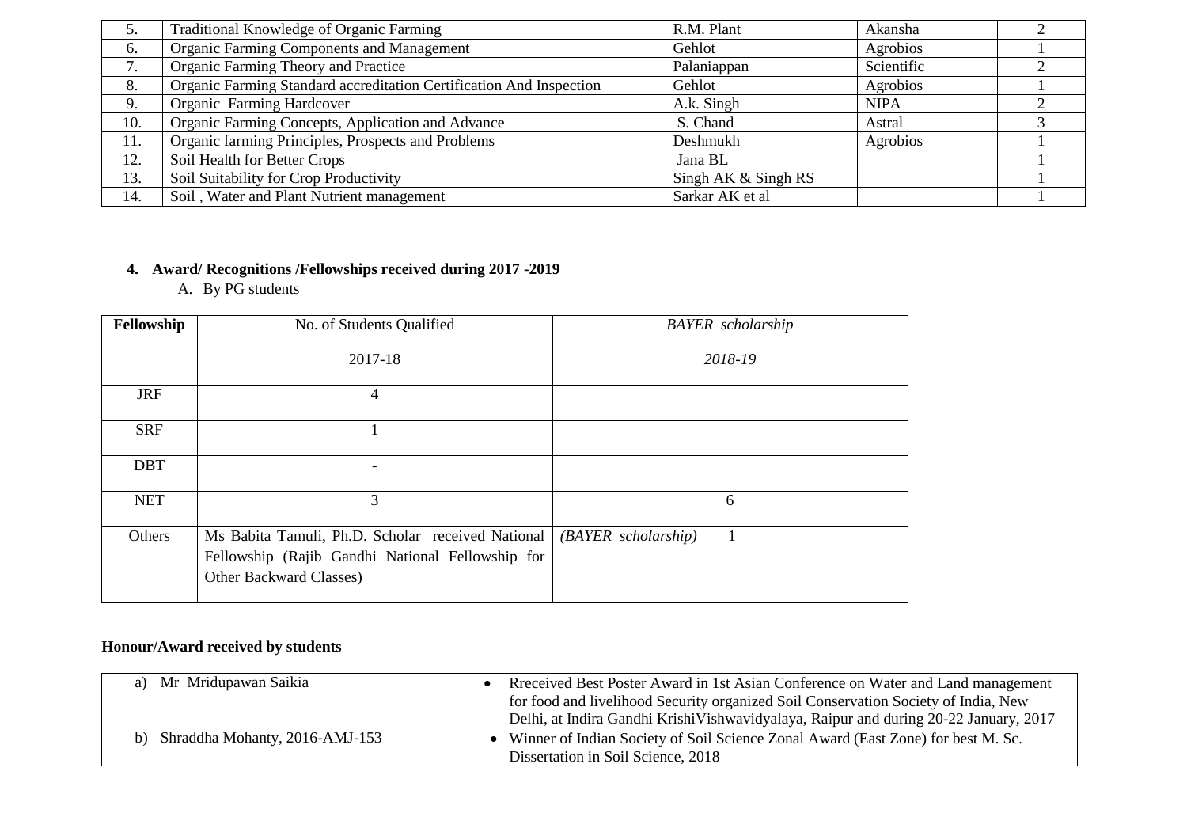| 5. | Traditional Knowledge of Organic Farming | R.M. Plant | Akansha | 2 |
|---|---|---|---|---|
| 6. | Organic Farming Components and Management | Gehlot | Agrobios | 1 |
| 7. | Organic Farming Theory and Practice | Palaniappan | Scientific | 2 |
| 8. | Organic Farming Standard accreditation Certification And Inspection | Gehlot | Agrobios | 1 |
| 9. | Organic Farming Hardcover | A.k. Singh | NIPA | 2 |
| 10. | Organic Farming Concepts, Application and Advance | S. Chand | Astral | 3 |
| 11. | Organic farming Principles, Prospects and Problems | Deshmukh | Agrobios | 1 |
| 12. | Soil Health for Better Crops | Jana BL | | 1 |
| 13. | Soil Suitability for Crop Productivity | Singh AK & Singh RS | | 1 |
| 14. | Soil , Water and Plant Nutrient management | Sarkar AK et al | | 1 |

**4. Award/ Recognitions /Fellowships received during 2017 -2019**

A. By PG students

| Fellowship | No. of Students Qualified<br><br>2017-18 | *BAYER scholarship*<br><br>*2018-19* |
|---|---|---|
| JRF | 4 | |
| SRF | 1 | |
| DBT | - | |
| NET | 3 | 6 |
| Others | Ms Babita Tamuli, Ph.D. Scholar received National Fellowship (Rajib Gandhi National Fellowship for Other Backward Classes) | *(BAYER scholarship)* 1 |

**Honour/Award received by students**

| a) Mr Mridupawan Saikia | • Rreceived Best Poster Award in 1st Asian Conference on Water and Land management for food and livelihood Security organized Soil Conservation Society of India, New Delhi, at Indira Gandhi KrishiVishwavidyalaya, Raipur and during 20-22 January, 2017 |
|---|---|
| b) Shraddha Mohanty, 2016-AMJ-153 | • Winner of Indian Society of Soil Science Zonal Award (East Zone) for best M. Sc. Dissertation in Soil Science, 2018 |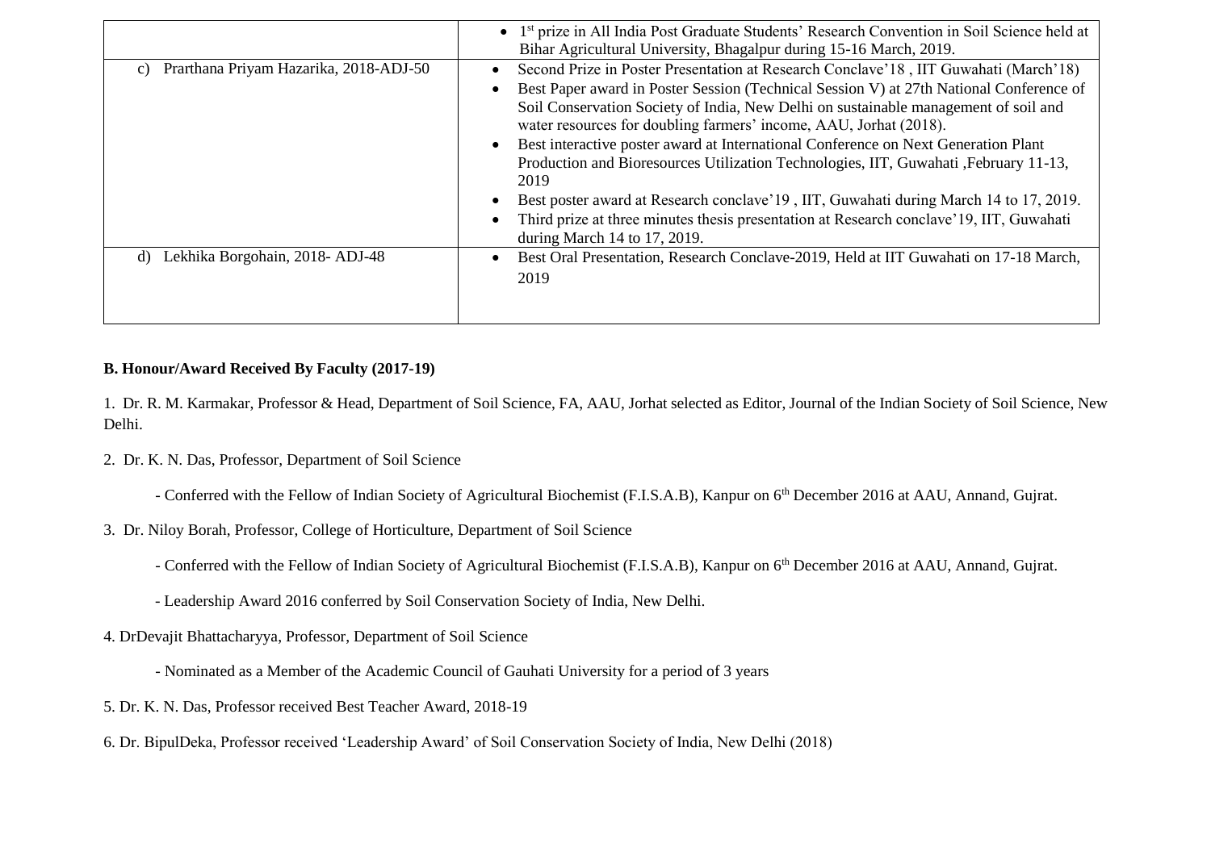| | |
|---|---|
| | • 1st prize in All India Post Graduate Students' Research Convention in Soil Science held at Bihar Agricultural University, Bhagalpur during 15-16 March, 2019. |
| c) Prarthana Priyam Hazarika, 2018-ADJ-50 | • Second Prize in Poster Presentation at Research Conclave'18 , IIT Guwahati (March'18)<br>• Best Paper award in Poster Session (Technical Session V) at 27th National Conference of Soil Conservation Society of India, New Delhi on sustainable management of soil and water resources for doubling farmers' income, AAU, Jorhat (2018).<br>• Best interactive poster award at International Conference on Next Generation Plant Production and Bioresources Utilization Technologies, IIT, Guwahati ,February 11-13, 2019<br>• Best poster award at Research conclave'19 , IIT, Guwahati during March 14 to 17, 2019.<br>• Third prize at three minutes thesis presentation at Research conclave'19, IIT, Guwahati during March 14 to 17, 2019. |
| d) Lekhika Borgohain, 2018- ADJ-48 | • Best Oral Presentation, Research Conclave-2019, Held at IIT Guwahati on 17-18 March, 2019 |

**B. Honour/Award Received By Faculty (2017-19)**

1. Dr. R. M. Karmakar, Professor & Head, Department of Soil Science, FA, AAU, Jorhat selected as Editor, Journal of the Indian Society of Soil Science, New Delhi.

2. Dr. K. N. Das, Professor, Department of Soil Science

   - Conferred with the Fellow of Indian Society of Agricultural Biochemist (F.I.S.A.B), Kanpur on 6th December 2016 at AAU, Annand, Gujrat.

3. Dr. Niloy Borah, Professor, College of Horticulture, Department of Soil Science

   - Conferred with the Fellow of Indian Society of Agricultural Biochemist (F.I.S.A.B), Kanpur on 6th December 2016 at AAU, Annand, Gujrat.

   - Leadership Award 2016 conferred by Soil Conservation Society of India, New Delhi.

4. DrDevajit Bhattacharyya, Professor, Department of Soil Science

   - Nominated as a Member of the Academic Council of Gauhati University for a period of 3 years

5. Dr. K. N. Das, Professor received Best Teacher Award, 2018-19

6. Dr. BipulDeka, Professor received 'Leadership Award' of Soil Conservation Society of India, New Delhi (2018)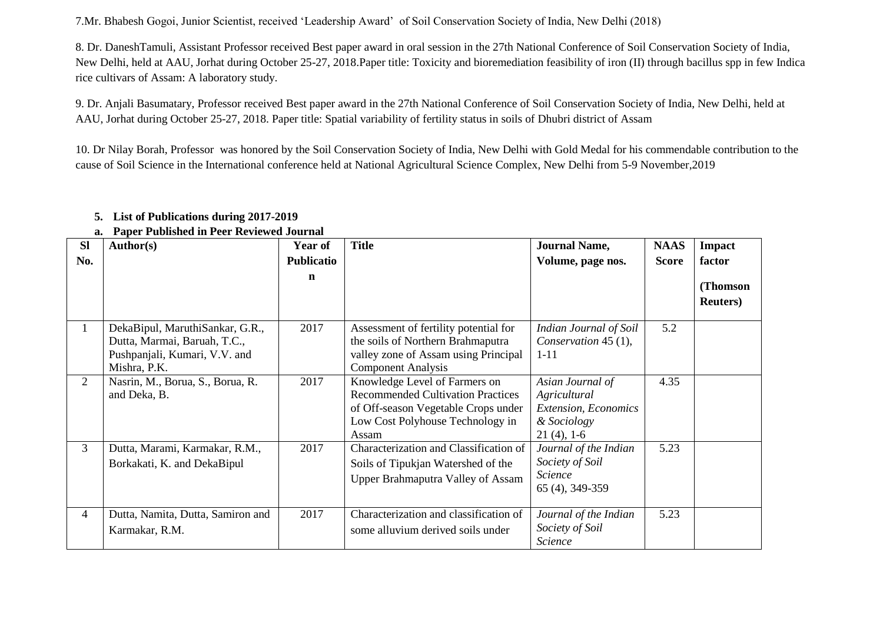7.Mr. Bhabesh Gogoi, Junior Scientist, received 'Leadership Award' of Soil Conservation Society of India, New Delhi (2018)

8. Dr. DaneshTamuli, Assistant Professor received Best paper award in oral session in the 27th National Conference of Soil Conservation Society of India, New Delhi, held at AAU, Jorhat during October 25-27, 2018.Paper title: Toxicity and bioremediation feasibility of iron (II) through bacillus spp in few Indica rice cultivars of Assam: A laboratory study.

9. Dr. Anjali Basumatary, Professor received Best paper award in the 27th National Conference of Soil Conservation Society of India, New Delhi, held at AAU, Jorhat during October 25-27, 2018. Paper title: Spatial variability of fertility status in soils of Dhubri district of Assam

10. Dr Nilay Borah, Professor was honored by the Soil Conservation Society of India, New Delhi with Gold Medal for his commendable contribution to the cause of Soil Science in the International conference held at National Agricultural Science Complex, New Delhi from 5-9 November,2019

5. **List of Publications during 2017-2019**

a. **Paper Published in Peer Reviewed Journal**

| Sl No. | Author(s) | Year of Publication | Title | Journal Name, Volume, page nos. | NAAS Score | Impact factor (Thomson Reuters) |
|---|---|---|---|---|---|---|
| 1 | DekaBipul, MaruthiSankar, G.R., Dutta, Marmai, Baruah, T.C., Pushpanjali, Kumari, V.V. and Mishra, P.K. | 2017 | Assessment of fertility potential for the soils of Northern Brahmaputra valley zone of Assam using Principal Component Analysis | *Indian Journal of Soil Conservation* 45 (1), 1-11 | 5.2 | |
| 2 | Nasrin, M., Borua, S., Borua, R. and Deka, B. | 2017 | Knowledge Level of Farmers on Recommended Cultivation Practices of Off-season Vegetable Crops under Low Cost Polyhouse Technology in Assam | *Asian Journal of Agricultural Extension, Economics & Sociology* 21 (4), 1-6 | 4.35 | |
| 3 | Dutta, Marami, Karmakar, R.M., Borkakati, K. and DekaBipul | 2017 | Characterization and Classification of Soils of Tipukjan Watershed of the Upper Brahmaputra Valley of Assam | *Journal of the Indian Society of Soil Science* 65 (4), 349-359 | 5.23 | |
| 4 | Dutta, Namita, Dutta, Samiron and Karmakar, R.M. | 2017 | Characterization and classification of some alluvium derived soils under | *Journal of the Indian Society of Soil Science* | 5.23 | |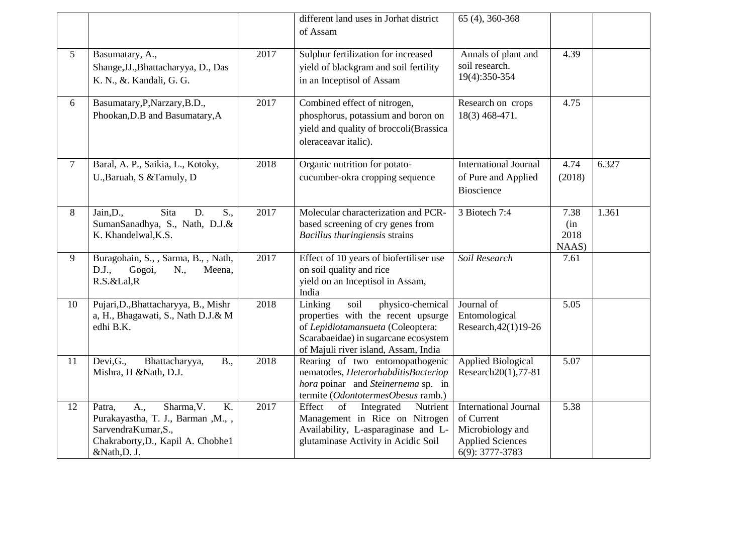|  |  |  | different land uses in Jorhat district of Assam | 65 (4), 360-368 |  |  |
|---|---|---|---|---|---|---|
| 5 | Basumatary, A., Shange,JJ.,Bhattacharyya, D., Das K. N., &. Kandali, G. G. | 2017 | Sulphur fertilization for increased yield of blackgram and soil fertility in an Inceptisol of Assam | Annals of plant and soil research. 19(4):350-354 | 4.39 |  |
| 6 | Basumatary,P,Narzary,B.D., Phookan,D.B and Basumatary,A | 2017 | Combined effect of nitrogen, phosphorus, potassium and boron on yield and quality of broccoli(Brassica oleraceavar italic). | Research on crops 18(3) 468-471. | 4.75 |  |
| 7 | Baral, A. P., Saikia, L., Kotoky, U.,Baruah, S &Tamuly, D | 2018 | Organic nutrition for potato-cucumber-okra cropping sequence | International Journal of Pure and Applied Bioscience | 4.74 (2018) | 6.327 |
| 8 | Jain,D., Sita D. S., SumanSanadhya, S., Nath, D.J.& K. Khandelwal,K.S. | 2017 | Molecular characterization and PCR-based screening of cry genes from *Bacillus thuringiensis* strains | 3 Biotech 7:4 | 7.38 (in 2018 NAAS) | 1.361 |
| 9 | Buragohain, S., , Sarma, B., , Nath, D.J., Gogoi, N., Meena, R.S.&Lal,R | 2017 | Effect of 10 years of biofertiliser use on soil quality and rice yield on an Inceptisol in Assam, India | *Soil Research* | 7.61 |  |
| 10 | Pujari,D.,Bhattacharyya, B., Mishr a, H., Bhagawati, S., Nath D.J.& M edhi B.K. | 2018 | Linking soil physico-chemical properties with the recent upsurge of *Lepidiotamansueta* (Coleoptera: Scarabaeidae) in sugarcane ecosystem of Majuli river island, Assam, India | Journal of Entomological Research,42(1)19-26 | 5.05 |  |
| 11 | Devi,G., Bhattacharyya, B., Mishra, H &Nath, D.J. | 2018 | Rearing of two entomopathogenic nematodes, *HeterorhabditisBacteriop hora* poinar and *Steinernema* sp. in termite (*OdontotermesObesus* ramb.) | Applied Biological Research20(1),77-81 | 5.07 |  |
| 12 | Patra, A., Sharma,V. K. Purakayastha, T. J., Barman ,M., , SarvendraKumar,S., Chakraborty,D., Kapil A. Chobhe1 &Nath,D. J. | 2017 | Effect of Integrated Nutrient Management in Rice on Nitrogen Availability, L-asparaginase and L-glutaminase Activity in Acidic Soil | International Journal of Current Microbiology and Applied Sciences 6(9): 3777-3783 | 5.38 |  |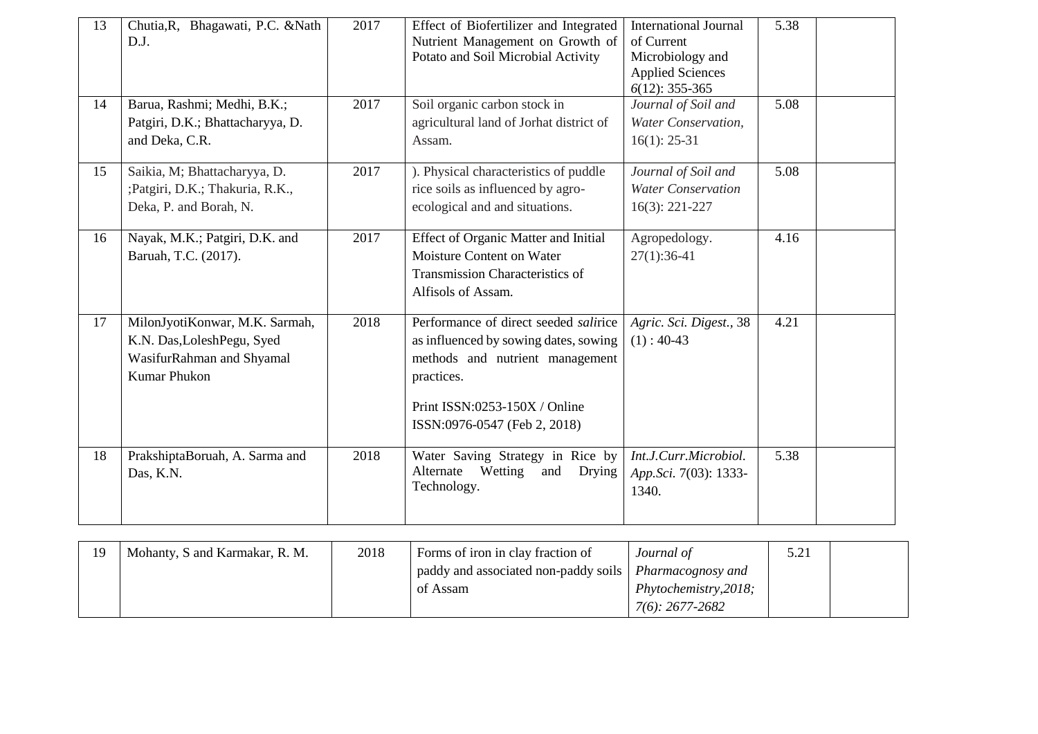| 13 | Chutia,R, Bhagawati, P.C. &Nath D.J. | 2017 | Effect of Biofertilizer and Integrated Nutrient Management on Growth of Potato and Soil Microbial Activity | International Journal of Current Microbiology and Applied Sciences *6*(12): 355-365 | 5.38 | |
|---|---|---|---|---|---|---|
| 14 | Barua, Rashmi; Medhi, B.K.; Patgiri, D.K.; Bhattacharyya, D. and Deka, C.R. | 2017 | Soil organic carbon stock in agricultural land of Jorhat district of Assam. | *Journal of Soil and Water Conservation,* 16(1): 25-31 | 5.08 | |
| 15 | Saikia, M; Bhattacharyya, D. ;Patgiri, D.K.; Thakuria, R.K., Deka, P. and Borah, N. | 2017 | ). Physical characteristics of puddle rice soils as influenced by agro-ecological and and situations. | *Journal of Soil and Water Conservation* 16(3): 221-227 | 5.08 | |
| 16 | Nayak, M.K.; Patgiri, D.K. and Baruah, T.C. (2017). | 2017 | Effect of Organic Matter and Initial Moisture Content on Water Transmission Characteristics of Alfisols of Assam. | Agropedology. 27(1):36-41 | 4.16 | |
| 17 | MilonJyotiKonwar, M.K. Sarmah, K.N. Das,LoleshPegu, Syed WasifurRahman and Shyamal Kumar Phukon | 2018 | Performance of direct seeded *sali*rice as influenced by sowing dates, sowing methods and nutrient management practices. Print ISSN:0253-150X / Online ISSN:0976-0547 (Feb 2, 2018) | *Agric. Sci. Digest.,* 38 (1) : 40-43 | 4.21 | |
| 18 | PrakshiptaBoruah, A. Sarma and Das, K.N. | 2018 | Water Saving Strategy in Rice by Alternate Wetting and Drying Technology. | *Int.J.Curr.Microbiol. App.Sci.* 7(03): 1333-1340. | 5.38 | |
| 19 | Mohanty, S and Karmakar, R. M. | 2018 | Forms of iron in clay fraction of paddy and associated non-paddy soils of Assam | *Journal of Pharmacognosy and Phytochemistry,2018; 7(6): 2677-2682* | 5.21 | |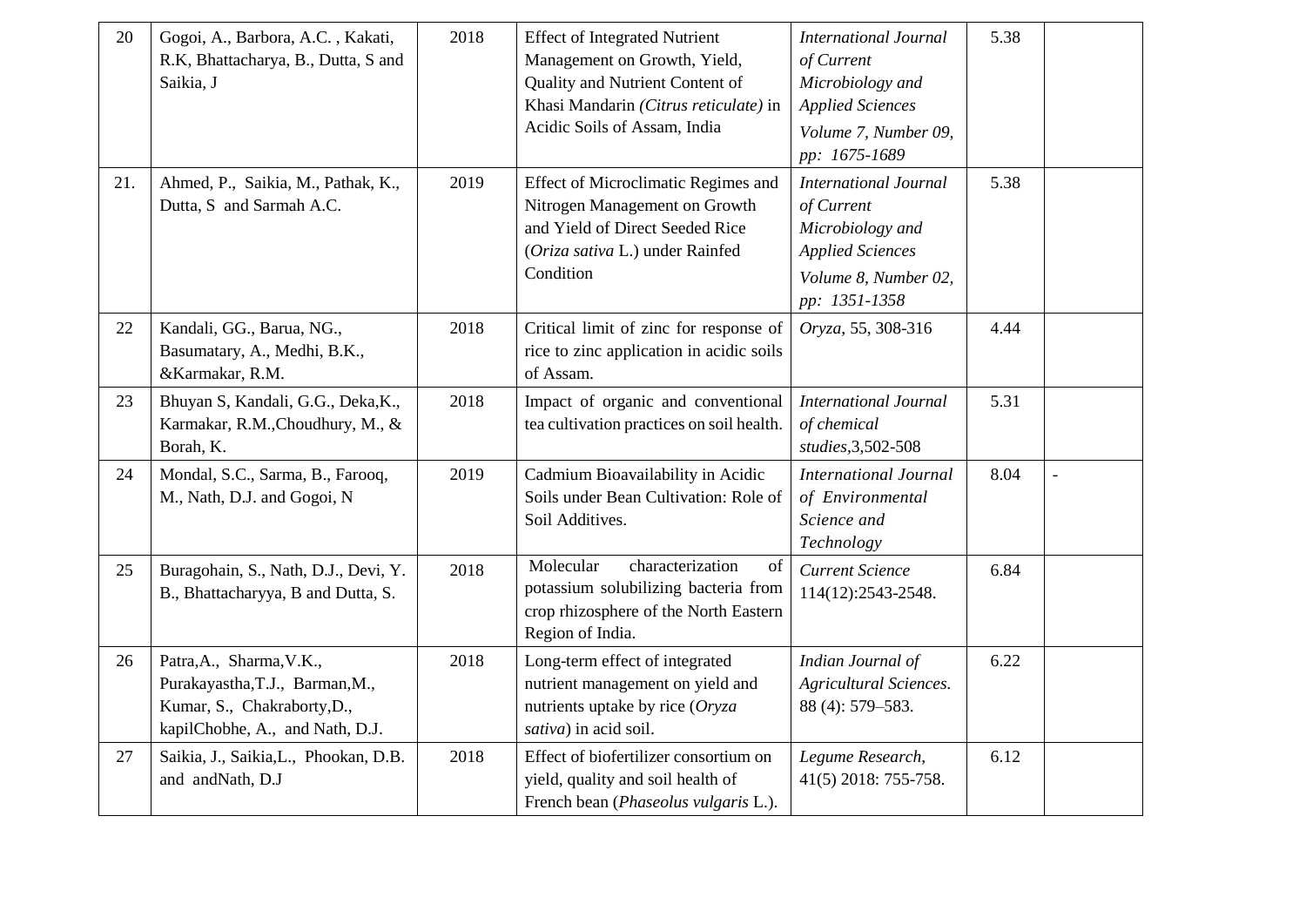| 20 | Gogoi, A., Barbora, A.C. , Kakati, R.K, Bhattacharya, B., Dutta, S and Saikia, J | 2018 | Effect of Integrated Nutrient Management on Growth, Yield, Quality and Nutrient Content of Khasi Mandarin *(Citrus reticulate)* in Acidic Soils of Assam, India | *International Journal of Current Microbiology and Applied Sciences* *Volume 7, Number 09, pp: 1675-1689* | 5.38 | |
|---|---|---|---|---|---|---|
| 21. | Ahmed, P., Saikia, M., Pathak, K., Dutta, S and Sarmah A.C. | 2019 | Effect of Microclimatic Regimes and Nitrogen Management on Growth and Yield of Direct Seeded Rice (*Oriza sativa* L.) under Rainfed Condition | *International Journal of Current Microbiology and Applied Sciences* *Volume 8, Number 02, pp: 1351-1358* | 5.38 | |
| 22 | Kandali, GG., Barua, NG., Basumatary, A., Medhi, B.K., &Karmakar, R.M. | 2018 | Critical limit of zinc for response of rice to zinc application in acidic soils of Assam. | *Oryza*, 55, 308-316 | 4.44 | |
| 23 | Bhuyan S, Kandali, G.G., Deka,K., Karmakar, R.M.,Choudhury, M., & Borah, K. | 2018 | Impact of organic and conventional tea cultivation practices on soil health. | *International Journal of chemical studies*,3,502-508 | 5.31 | |
| 24 | Mondal, S.C., Sarma, B., Farooq, M., Nath, D.J. and Gogoi, N | 2019 | Cadmium Bioavailability in Acidic Soils under Bean Cultivation: Role of Soil Additives. | *International Journal of Environmental Science and Technology* | 8.04 | - |
| 25 | Buragohain, S., Nath, D.J., Devi, Y. B., Bhattacharyya, B and Dutta, S. | 2018 | Molecular characterization of potassium solubilizing bacteria from crop rhizosphere of the North Eastern Region of India. | *Current Science* 114(12):2543-2548. | 6.84 | |
| 26 | Patra,A., Sharma,V.K., Purakayastha,T.J., Barman,M., Kumar, S., Chakraborty,D., kapilChobhe, A., and Nath, D.J. | 2018 | Long-term effect of integrated nutrient management on yield and nutrients uptake by rice (*Oryza sativa*) in acid soil. | *Indian Journal of Agricultural Sciences.* 88 (4): 579–583. | 6.22 | |
| 27 | Saikia, J., Saikia,L., Phookan, D.B. and andNath, D.J | 2018 | Effect of biofertilizer consortium on yield, quality and soil health of French bean (*Phaseolus vulgaris* L.). | *Legume Research*, 41(5) 2018: 755-758. | 6.12 | |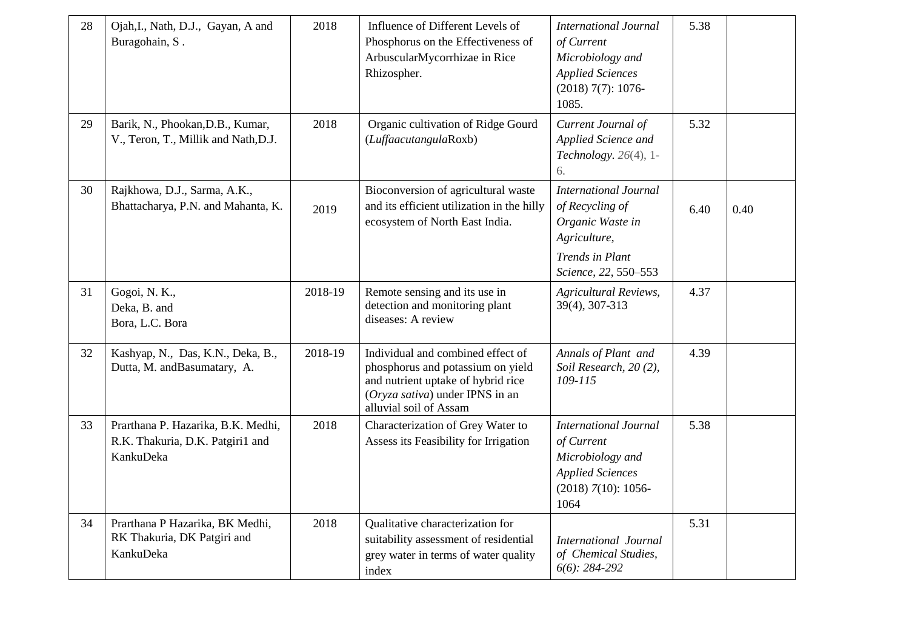| 28 | Ojah,I., Nath, D.J., Gayan, A and Buragohain, S . | 2018 | Influence of Different Levels of Phosphorus on the Effectiveness of ArbuscularMycorrhizae in Rice Rhizospher. | *International Journal of Current Microbiology and Applied Sciences* (2018) 7(7): 1076-1085. | 5.38 | |
|---|---|---|---|---|---|---|
| 29 | Barik, N., Phookan,D.B., Kumar, V., Teron, T., Millik and Nath,D.J. | 2018 | Organic cultivation of Ridge Gourd (*Luffaacutangula*Roxb) | *Current Journal of Applied Science and Technology*. *26*(4), 1-6. | 5.32 | |
| 30 | Rajkhowa, D.J., Sarma, A.K., Bhattacharya, P.N. and Mahanta, K. | 2019 | Bioconversion of agricultural waste and its efficient utilization in the hilly ecosystem of North East India. | *International Journal of Recycling of Organic Waste in Agriculture,* *Trends in Plant Science*, *22*, 550–553 | 6.40 | 0.40 |
| 31 | Gogoi, N. K., Deka, B. and Bora, L.C. Bora | 2018-19 | Remote sensing and its use in detection and monitoring plant diseases: A review | *Agricultural Reviews*, 39(4), 307-313 | 4.37 | |
| 32 | Kashyap, N., Das, K.N., Deka, B., Dutta, M. andBasumatary, A. | 2018-19 | Individual and combined effect of phosphorus and potassium on yield and nutrient uptake of hybrid rice (*Oryza sativa*) under IPNS in an alluvial soil of Assam | *Annals of Plant and Soil Research, 20 (2), 109-115* | 4.39 | |
| 33 | Prarthana P. Hazarika, B.K. Medhi, R.K. Thakuria, D.K. Patgiri1 and KankuDeka | 2018 | Characterization of Grey Water to Assess its Feasibility for Irrigation | *International Journal of Current Microbiology and Applied Sciences* (2018) *7*(10): 1056-1064 | 5.38 | |
| 34 | Prarthana P Hazarika, BK Medhi, RK Thakuria, DK Patgiri and KankuDeka | 2018 | Qualitative characterization for suitability assessment of residential grey water in terms of water quality index | *International Journal of Chemical Studies, 6(6): 284-292* | 5.31 | |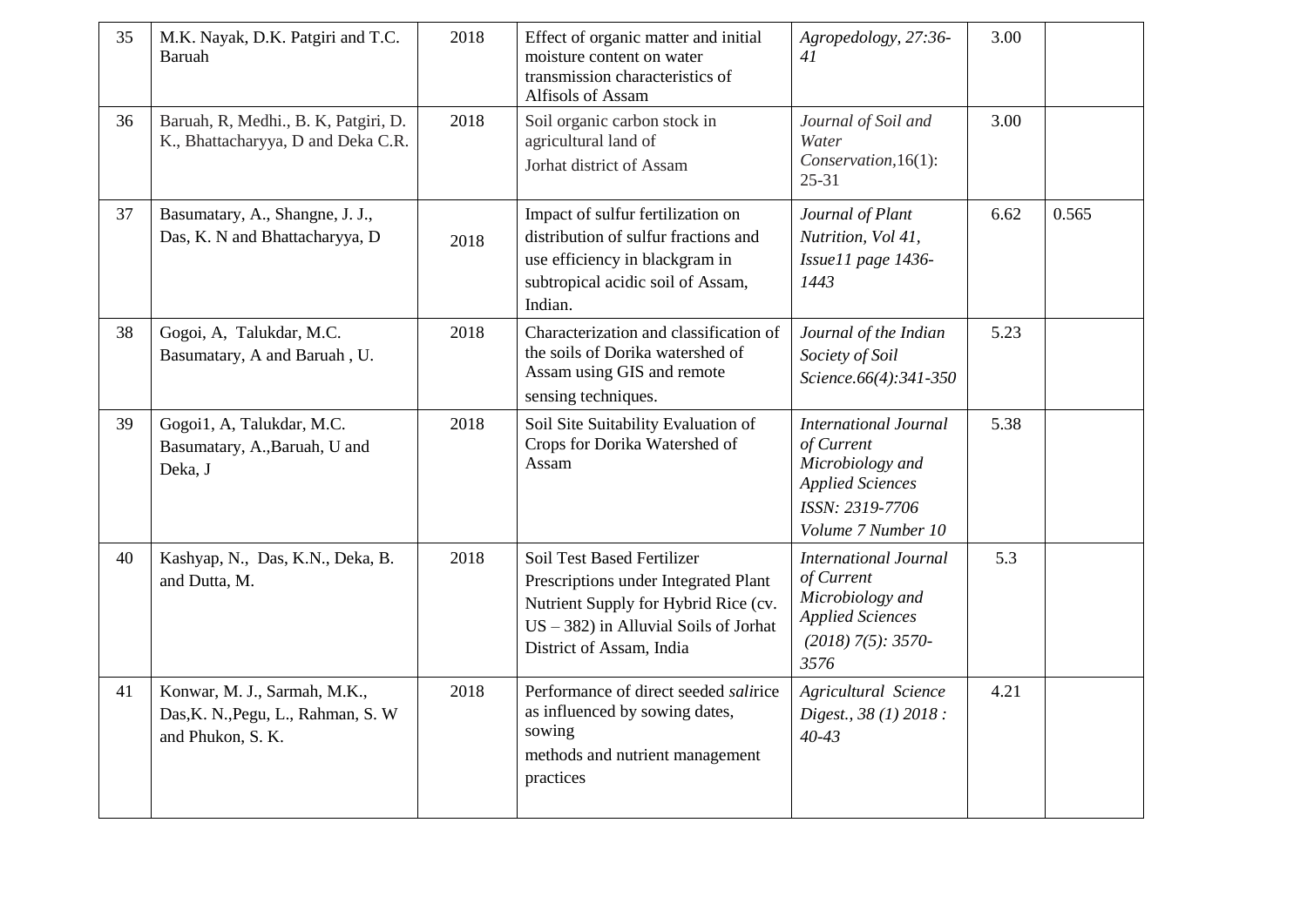| 35 | M.K. Nayak, D.K. Patgiri and T.C. Baruah | 2018 | Effect of organic matter and initial moisture content on water transmission characteristics of Alfisols of Assam | *Agropedology, 27:36-41* | 3.00 | |
|---|---|---|---|---|---|---|
| 36 | Baruah, R, Medhi., B. K, Patgiri, D. K., Bhattacharyya, D and Deka C.R. | 2018 | Soil organic carbon stock in agricultural land of Jorhat district of Assam | *Journal of Soil and Water Conservation,*16(1): 25-31 | 3.00 | |
| 37 | Basumatary, A., Shangne, J. J., Das, K. N and Bhattacharyya, D | 2018 | Impact of sulfur fertilization on distribution of sulfur fractions and use efficiency in blackgram in subtropical acidic soil of Assam, Indian. | *Journal of Plant Nutrition, Vol 41, Issue11 page 1436-1443* | 6.62 | 0.565 |
| 38 | Gogoi, A, Talukdar, M.C. Basumatary, A and Baruah , U. | 2018 | Characterization and classification of the soils of Dorika watershed of Assam using GIS and remote sensing techniques. | *Journal of the Indian Society of Soil Science.66(4):341-350* | 5.23 | |
| 39 | Gogoi1, A, Talukdar, M.C. Basumatary, A.,Baruah, U and Deka, J | 2018 | Soil Site Suitability Evaluation of Crops for Dorika Watershed of Assam | *International Journal of Current Microbiology and Applied Sciences ISSN: 2319-7706 Volume 7 Number 10* | 5.38 | |
| 40 | Kashyap, N., Das, K.N., Deka, B. and Dutta, M. | 2018 | Soil Test Based Fertilizer Prescriptions under Integrated Plant Nutrient Supply for Hybrid Rice (cv. US – 382) in Alluvial Soils of Jorhat District of Assam, India | *International Journal of Current Microbiology and Applied Sciences (2018) 7(5): 3570-3576* | 5.3 | |
| 41 | Konwar, M. J., Sarmah, M.K., Das,K. N.,Pegu, L., Rahman, S. W and Phukon, S. K. | 2018 | Performance of direct seeded *sali*rice as influenced by sowing dates, sowing methods and nutrient management practices | *Agricultural Science Digest., 38 (1) 2018 : 40-43* | 4.21 | |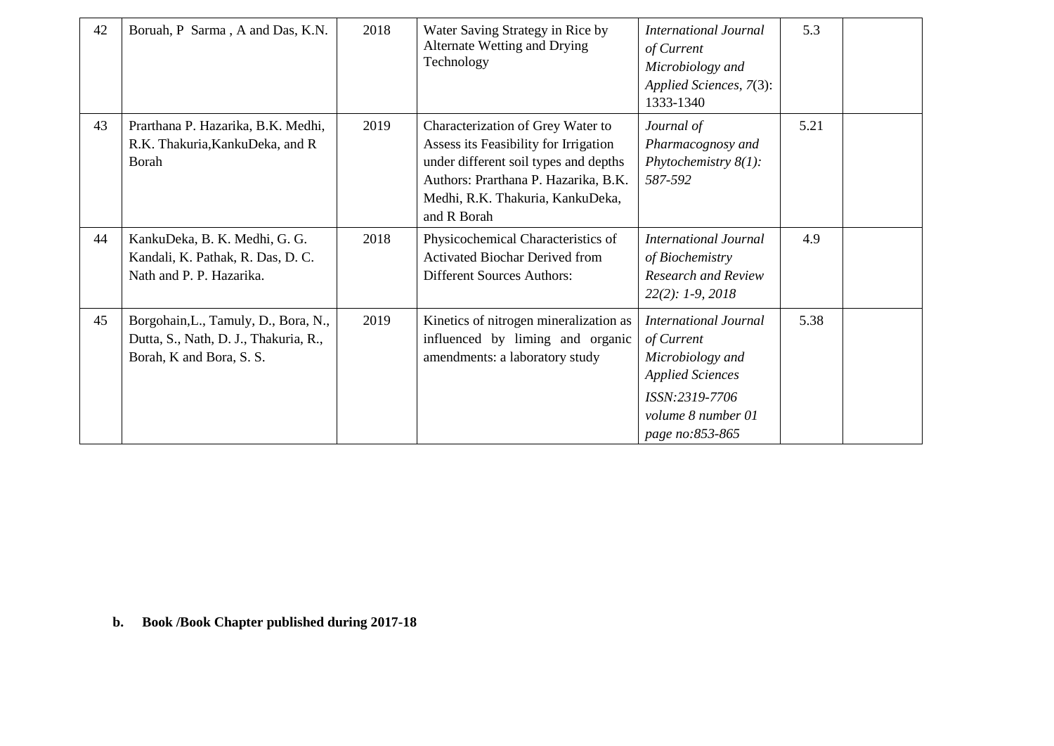| 42 | Boruah, P Sarma , A and Das, K.N. | 2018 | Water Saving Strategy in Rice by Alternate Wetting and Drying Technology | *International Journal of Current Microbiology and Applied Sciences, 7*(3): 1333-1340 | 5.3 | |
|---|---|---|---|---|---|---|
| 43 | Prarthana P. Hazarika, B.K. Medhi, R.K. Thakuria,KankuDeka, and R Borah | 2019 | Characterization of Grey Water to Assess its Feasibility for Irrigation under different soil types and depths Authors: Prarthana P. Hazarika, B.K. Medhi, R.K. Thakuria, KankuDeka, and R Borah | *Journal of Pharmacognosy and Phytochemistry 8(1): 587-592* | 5.21 | |
| 44 | KankuDeka, B. K. Medhi, G. G. Kandali, K. Pathak, R. Das, D. C. Nath and P. P. Hazarika. | 2018 | Physicochemical Characteristics of Activated Biochar Derived from Different Sources Authors: | *International Journal of Biochemistry Research and Review 22(2): 1-9, 2018* | 4.9 | |
| 45 | Borgohain,L., Tamuly, D., Bora, N., Dutta, S., Nath, D. J., Thakuria, R., Borah, K and Bora, S. S. | 2019 | Kinetics of nitrogen mineralization as influenced by liming and organic amendments: a laboratory study | *International Journal of Current Microbiology and Applied Sciences ISSN:2319-7706 volume 8 number 01 page no:853-865* | 5.38 | |

**b. Book /Book Chapter published during 2017-18**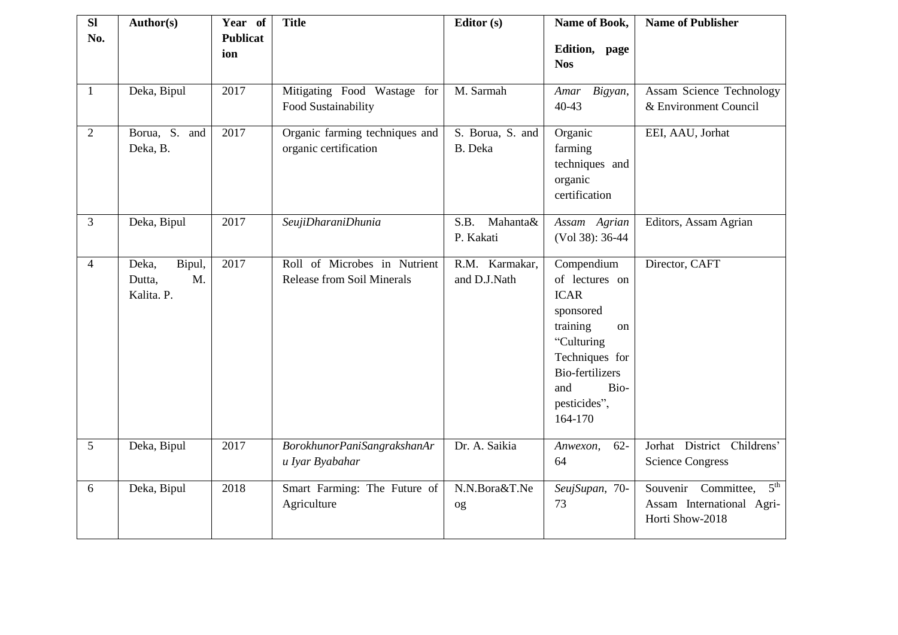| Sl No. | Author(s) | Year of Publication | Title | Editor (s) | Name of Book, Edition, page Nos | Name of Publisher |
|---|---|---|---|---|---|---|
| 1 | Deka, Bipul | 2017 | Mitigating Food Wastage for Food Sustainability | M. Sarmah | *Amar Bigyan*, 40-43 | Assam Science Technology & Environment Council |
| 2 | Borua, S. and Deka, B. | 2017 | Organic farming techniques and organic certification | S. Borua, S. and B. Deka | Organic farming techniques and organic certification | EEI, AAU, Jorhat |
| 3 | Deka, Bipul | 2017 | *SeujiDharaniDhunia* | S.B. Mahanta& P. Kakati | *Assam Agrian* (Vol 38): 36-44 | Editors, Assam Agrian |
| 4 | Deka, Bipul, Dutta, M. Kalita. P. | 2017 | Roll of Microbes in Nutrient Release from Soil Minerals | R.M. Karmakar, and D.J.Nath | Compendium of lectures on ICAR sponsored training on "Culturing Techniques for Bio-fertilizers and Bio-pesticides", 164-170 | Director, CAFT |
| 5 | Deka, Bipul | 2017 | *BorokhunorPaniSangrakshanAru Iyar Byabahar* | Dr. A. Saikia | *Anwexon*, 62-64 | Jorhat District Childrens' Science Congress |
| 6 | Deka, Bipul | 2018 | Smart Farming: The Future of Agriculture | N.N.Bora&T.Neog | *SeujSupan*, 70-73 | Souvenir Committee, 5th Assam International Agri-Horti Show-2018 |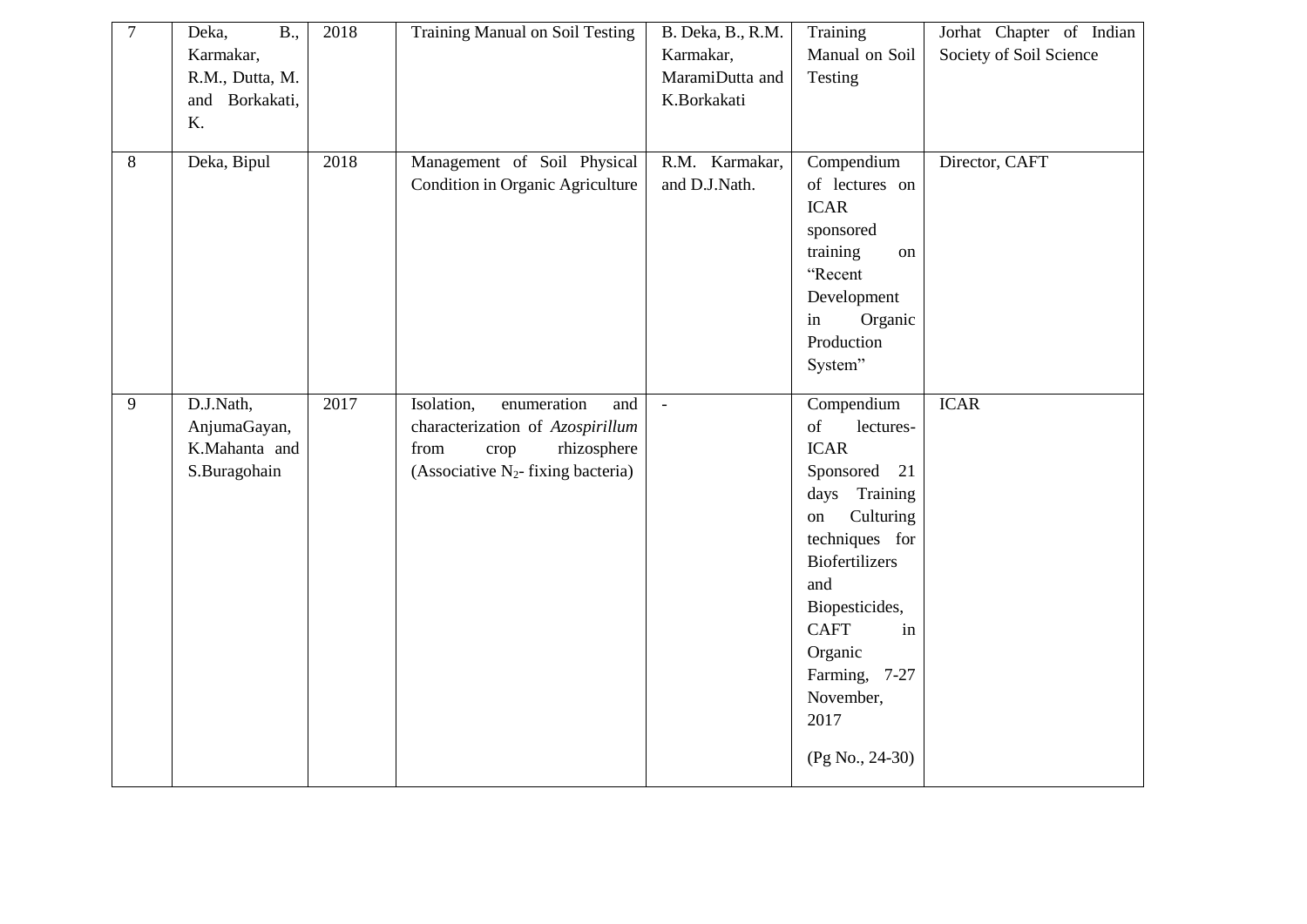| 7 | Deka, B., Karmakar, R.M., Dutta, M. and Borkakati, K. | 2018 | Training Manual on Soil Testing | B. Deka, B., R.M. Karmakar, MaramiDutta and K.Borkakati | Training Manual on Soil Testing | Jorhat Chapter of Indian Society of Soil Science |
|---|---|---|---|---|---|---|
| 8 | Deka, Bipul | 2018 | Management of Soil Physical Condition in Organic Agriculture | R.M. Karmakar, and D.J.Nath. | Compendium of lectures on ICAR sponsored training on "Recent Development in Organic Production System" | Director, CAFT |
| 9 | D.J.Nath, AnjumaGayan, K.Mahanta and S.Buragohain | 2017 | Isolation, enumeration and characterization of *Azospirillum* from crop rhizosphere (Associative $N_2$- fixing bacteria) | - | Compendium of lectures- ICAR Sponsored 21 days Training on Culturing techniques for Biofertilizers and Biopesticides, CAFT in Organic Farming, 7-27 November, 2017 (Pg No., 24-30) | ICAR |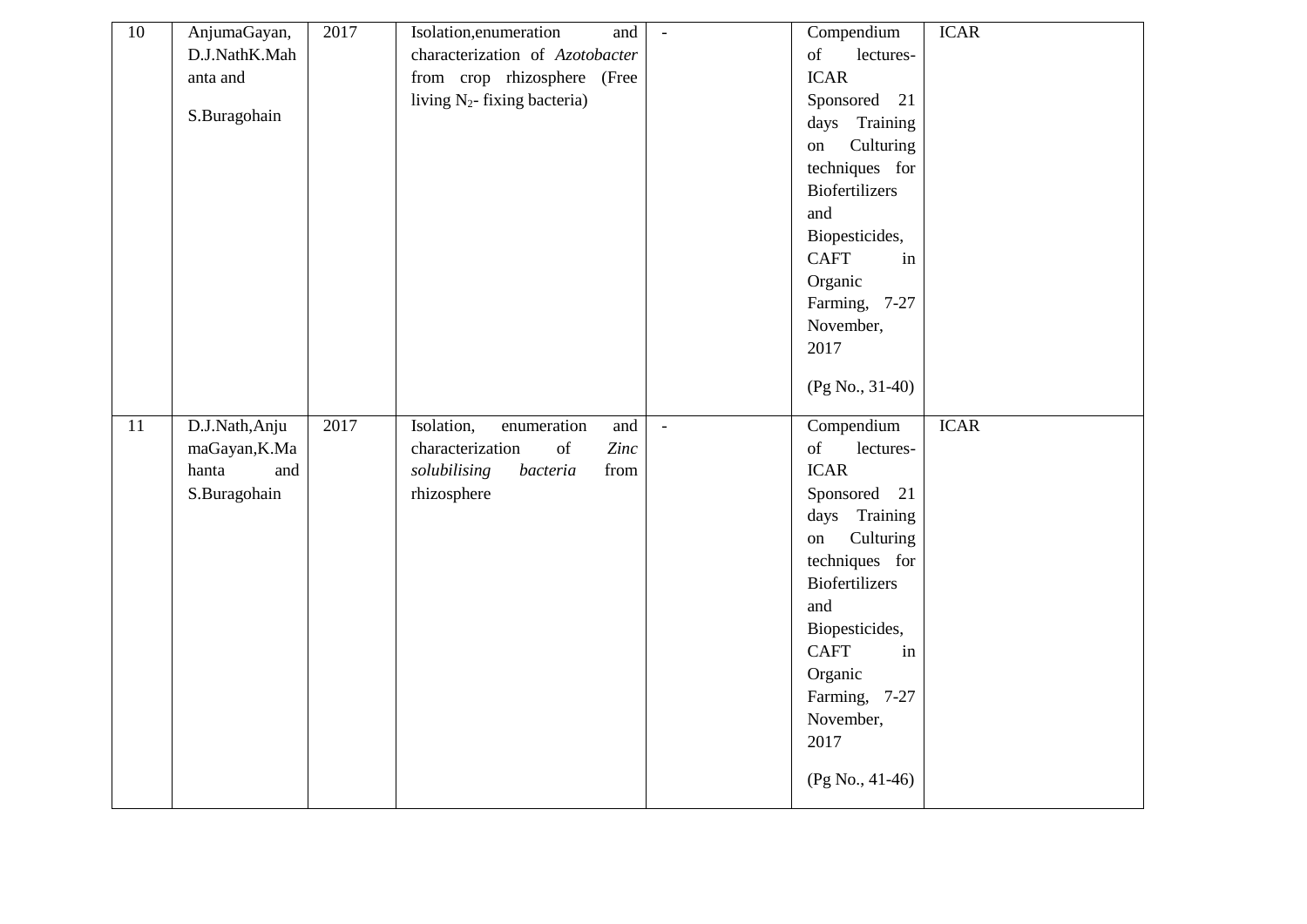| 10 | AnjumaGayan, D.J.NathK.Mahanta and S.Buragohain | 2017 | Isolation,enumeration and characterization of *Azotobacter* from crop rhizosphere (Free living $N_2$- fixing bacteria) | - | Compendium of lectures- ICAR Sponsored 21 days Training on Culturing techniques for Biofertilizers and Biopesticides, CAFT in Organic Farming, 7-27 November, 2017 (Pg No., 31-40) | ICAR |
|---|---|---|---|---|---|---|
| 11 | D.J.Nath,AnjumaGayan,K.Mahanta and S.Buragohain | 2017 | Isolation, enumeration and characterization of *Zinc solubilising bacteria* from rhizosphere | - | Compendium of lectures- ICAR Sponsored 21 days Training on Culturing techniques for Biofertilizers and Biopesticides, CAFT in Organic Farming, 7-27 November, 2017 (Pg No., 41-46) | ICAR |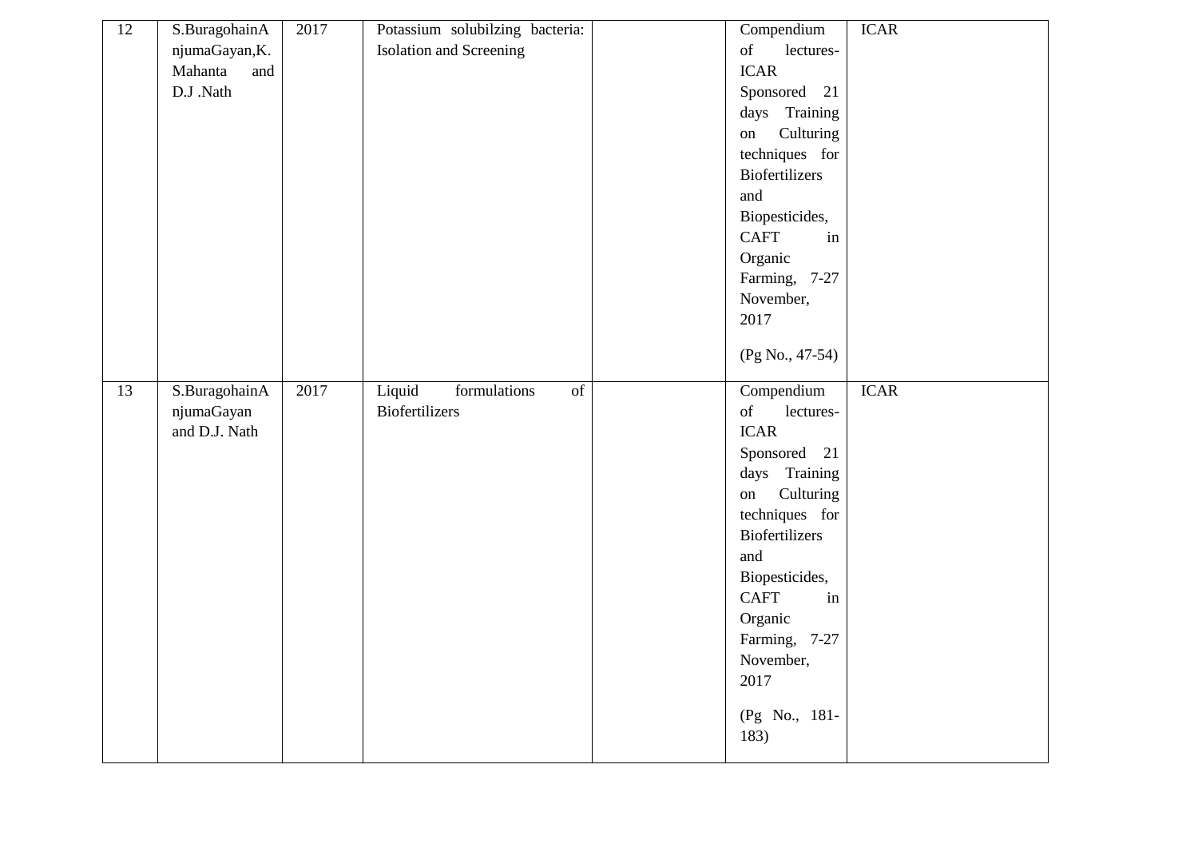| 12 | S.BuragohainAnjumaGayan,K. Mahanta and D.J .Nath | 2017 | Potassium solubilzing bacteria: Isolation and Screening | | Compendium of lectures-ICAR Sponsored 21 days Training on Culturing techniques for Biofertilizers and Biopesticides, CAFT in Organic Farming, 7-27 November, 2017 (Pg No., 47-54) | ICAR |
|---|---|---|---|---|---|---|
| 13 | S.BuragohainAnjumaGayan and D.J. Nath | 2017 | Liquid formulations of Biofertilizers | | Compendium of lectures-ICAR Sponsored 21 days Training on Culturing techniques for Biofertilizers and Biopesticides, CAFT in Organic Farming, 7-27 November, 2017 (Pg No., 181-183) | ICAR |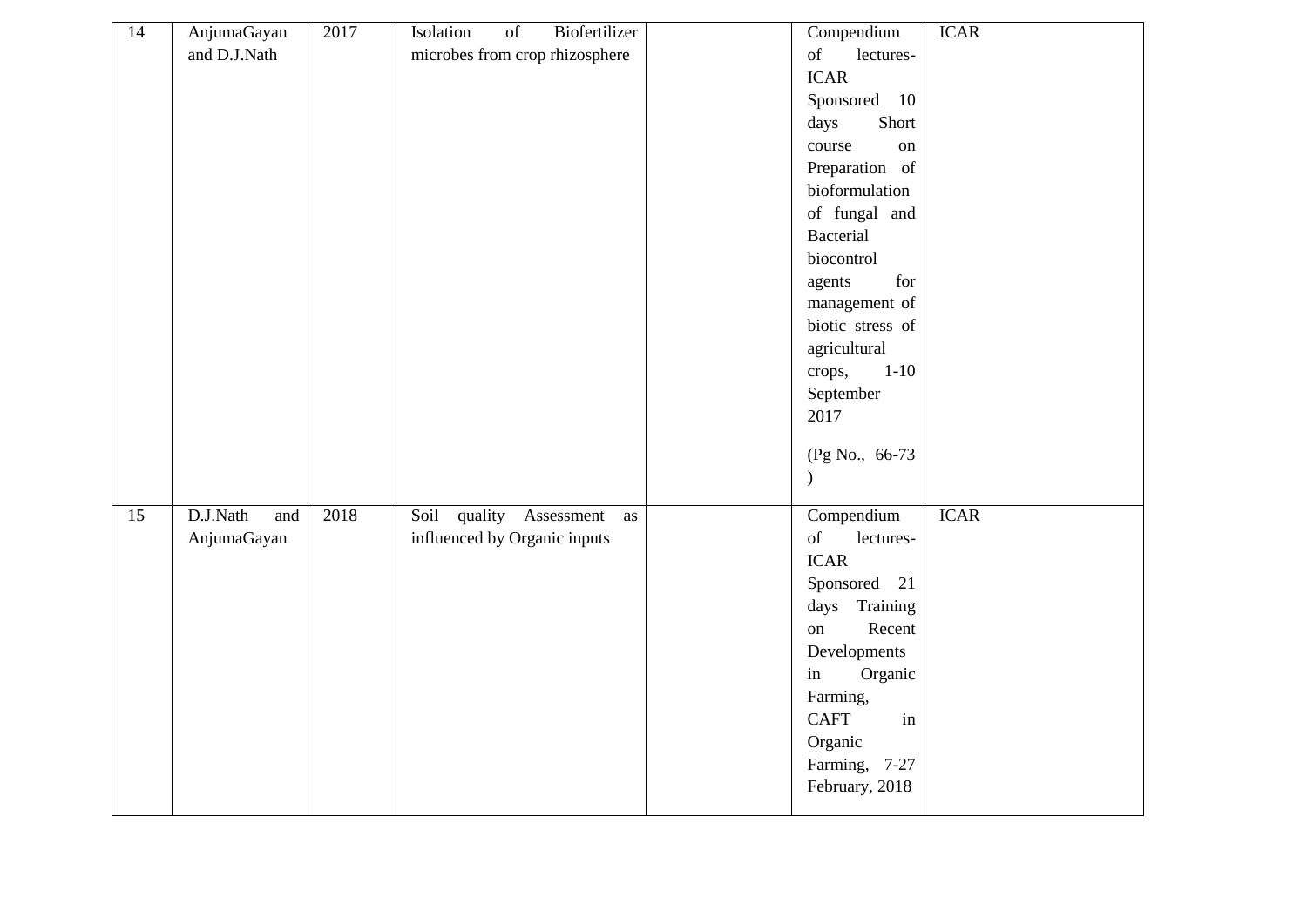| 14 | AnjumaGayan and D.J.Nath | 2017 | Isolation of Biofertilizer microbes from crop rhizosphere | | Compendium of lectures- ICAR Sponsored 10 days Short course on Preparation of bioformulation of fungal and Bacterial biocontrol agents for management of biotic stress of agricultural crops, 1-10 September 2017 (Pg No., 66-73 ) | ICAR |
|---|---|---|---|---|---|---|
| 15 | D.J.Nath and AnjumaGayan | 2018 | Soil quality Assessment as influenced by Organic inputs | | Compendium of lectures- ICAR Sponsored 21 days Training on Recent Developments in Organic Farming, CAFT in Organic Farming, 7-27 February, 2018 | ICAR |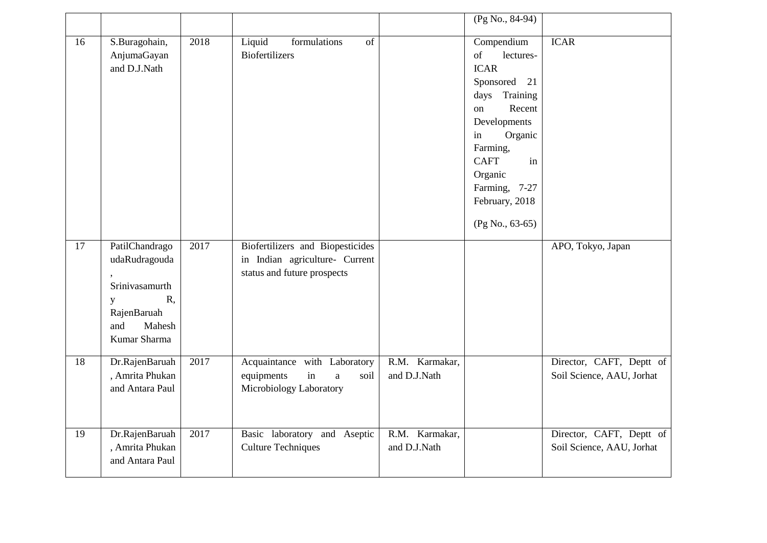| | | | | | | |
|---|---|---|---|---|---|---|
| | | | | | (Pg No., 84-94) | |
| 16 | S.Buragohain, AnjumaGayan and D.J.Nath | 2018 | Liquid formulations of Biofertilizers | | Compendium of lectures- ICAR Sponsored 21 days Training on Recent Developments in Organic Farming, CAFT in Organic Farming, 7-27 February, 2018 (Pg No., 63-65) | ICAR |
| 17 | PatilChandragoudaRudragouda, Srinivasamurthy R, RajenBaruah and Mahesh Kumar Sharma | 2017 | Biofertilizers and Biopesticides in Indian agriculture- Current status and future prospects | | | APO, Tokyo, Japan |
| 18 | Dr.RajenBaruah, Amrita Phukan and Antara Paul | 2017 | Acquaintance with Laboratory equipments in a soil Microbiology Laboratory | R.M. Karmakar, and D.J.Nath | | Director, CAFT, Deptt of Soil Science, AAU, Jorhat |
| 19 | Dr.RajenBaruah, Amrita Phukan and Antara Paul | 2017 | Basic laboratory and Aseptic Culture Techniques | R.M. Karmakar, and D.J.Nath | | Director, CAFT, Deptt of Soil Science, AAU, Jorhat |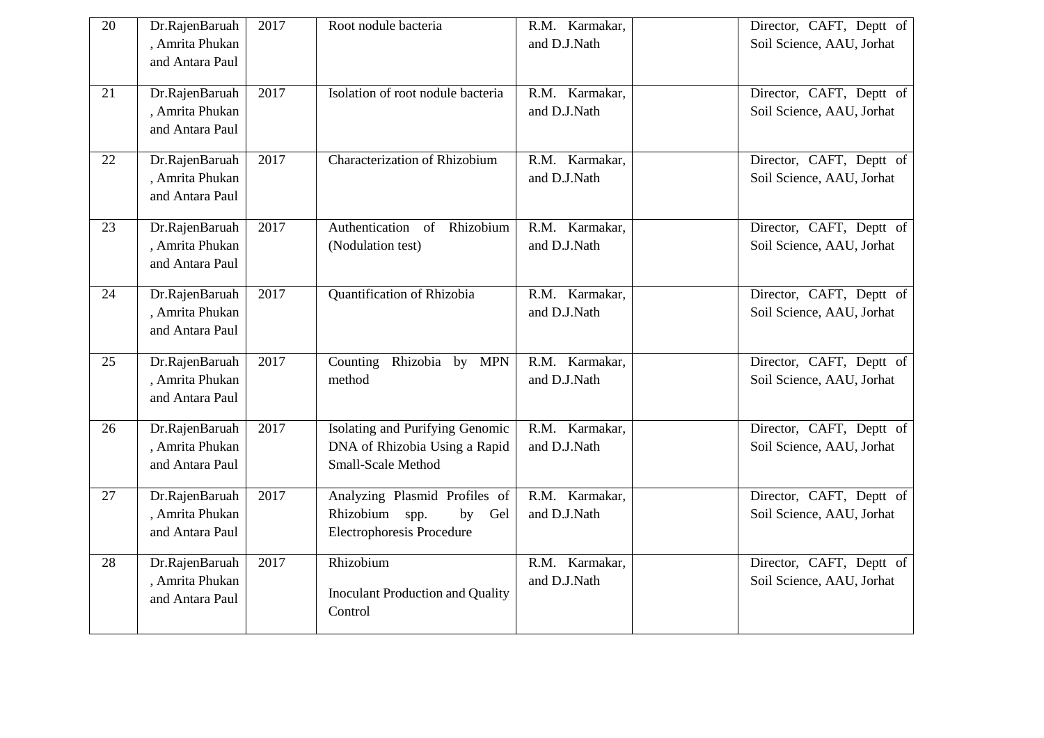| 20 | Dr.RajenBaruah , Amrita Phukan and Antara Paul | 2017 | Root nodule bacteria | R.M. Karmakar, and D.J.Nath | | Director, CAFT, Deptt of Soil Science, AAU, Jorhat |
|---|---|---|---|---|---|---|
| 21 | Dr.RajenBaruah , Amrita Phukan and Antara Paul | 2017 | Isolation of root nodule bacteria | R.M. Karmakar, and D.J.Nath | | Director, CAFT, Deptt of Soil Science, AAU, Jorhat |
| 22 | Dr.RajenBaruah , Amrita Phukan and Antara Paul | 2017 | Characterization of Rhizobium | R.M. Karmakar, and D.J.Nath | | Director, CAFT, Deptt of Soil Science, AAU, Jorhat |
| 23 | Dr.RajenBaruah , Amrita Phukan and Antara Paul | 2017 | Authentication of Rhizobium (Nodulation test) | R.M. Karmakar, and D.J.Nath | | Director, CAFT, Deptt of Soil Science, AAU, Jorhat |
| 24 | Dr.RajenBaruah , Amrita Phukan and Antara Paul | 2017 | Quantification of Rhizobia | R.M. Karmakar, and D.J.Nath | | Director, CAFT, Deptt of Soil Science, AAU, Jorhat |
| 25 | Dr.RajenBaruah , Amrita Phukan and Antara Paul | 2017 | Counting Rhizobia by MPN method | R.M. Karmakar, and D.J.Nath | | Director, CAFT, Deptt of Soil Science, AAU, Jorhat |
| 26 | Dr.RajenBaruah , Amrita Phukan and Antara Paul | 2017 | Isolating and Purifying Genomic DNA of Rhizobia Using a Rapid Small-Scale Method | R.M. Karmakar, and D.J.Nath | | Director, CAFT, Deptt of Soil Science, AAU, Jorhat |
| 27 | Dr.RajenBaruah , Amrita Phukan and Antara Paul | 2017 | Analyzing Plasmid Profiles of Rhizobium spp. by Gel Electrophoresis Procedure | R.M. Karmakar, and D.J.Nath | | Director, CAFT, Deptt of Soil Science, AAU, Jorhat |
| 28 | Dr.RajenBaruah , Amrita Phukan and Antara Paul | 2017 | Rhizobium Inoculant Production and Quality Control | R.M. Karmakar, and D.J.Nath | | Director, CAFT, Deptt of Soil Science, AAU, Jorhat |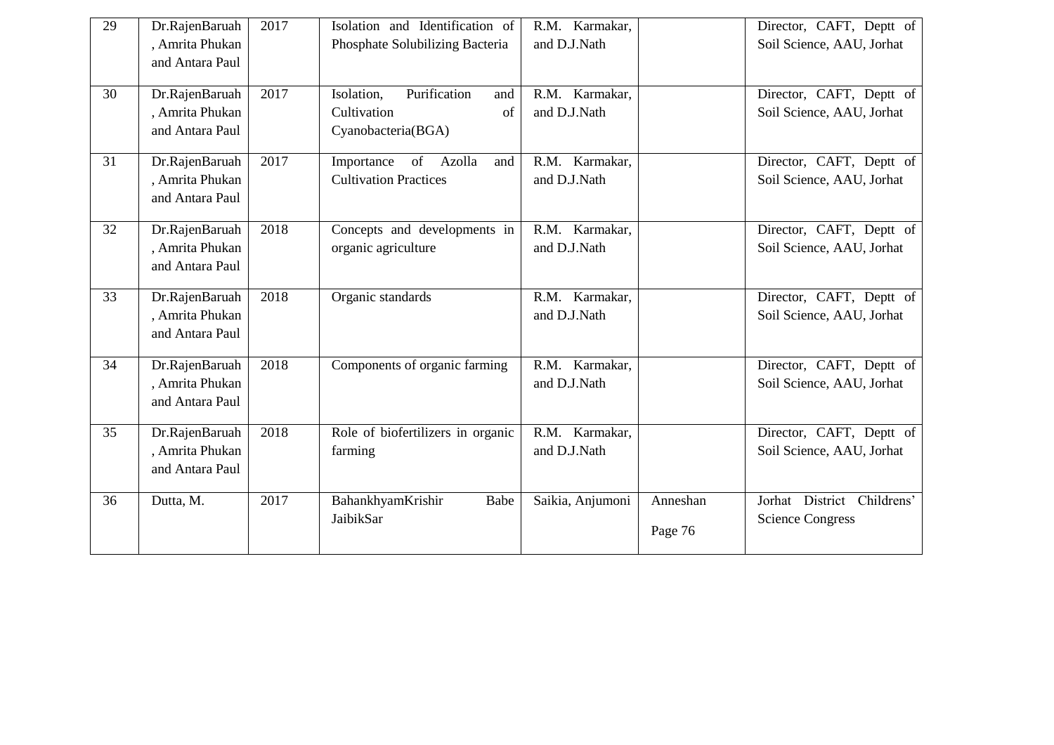| | | | | | | |
|---|---|---|---|---|---|---|
| 29 | Dr.RajenBaruah, Amrita Phukan and Antara Paul | 2017 | Isolation and Identification of Phosphate Solubilizing Bacteria | R.M. Karmakar, and D.J.Nath | | Director, CAFT, Deptt of Soil Science, AAU, Jorhat |
| 30 | Dr.RajenBaruah, Amrita Phukan and Antara Paul | 2017 | Isolation, Purification and Cultivation of Cyanobacteria(BGA) | R.M. Karmakar, and D.J.Nath | | Director, CAFT, Deptt of Soil Science, AAU, Jorhat |
| 31 | Dr.RajenBaruah, Amrita Phukan and Antara Paul | 2017 | Importance of Azolla and Cultivation Practices | R.M. Karmakar, and D.J.Nath | | Director, CAFT, Deptt of Soil Science, AAU, Jorhat |
| 32 | Dr.RajenBaruah, Amrita Phukan and Antara Paul | 2018 | Concepts and developments in organic agriculture | R.M. Karmakar, and D.J.Nath | | Director, CAFT, Deptt of Soil Science, AAU, Jorhat |
| 33 | Dr.RajenBaruah, Amrita Phukan and Antara Paul | 2018 | Organic standards | R.M. Karmakar, and D.J.Nath | | Director, CAFT, Deptt of Soil Science, AAU, Jorhat |
| 34 | Dr.RajenBaruah, Amrita Phukan and Antara Paul | 2018 | Components of organic farming | R.M. Karmakar, and D.J.Nath | | Director, CAFT, Deptt of Soil Science, AAU, Jorhat |
| 35 | Dr.RajenBaruah, Amrita Phukan and Antara Paul | 2018 | Role of biofertilizers in organic farming | R.M. Karmakar, and D.J.Nath | | Director, CAFT, Deptt of Soil Science, AAU, Jorhat |
| 36 | Dutta, M. | 2017 | BahankhyamKrishir Babe JaibikSar | Saikia, Anjumoni | Anneshan Page 76 | Jorhat District Childrens' Science Congress |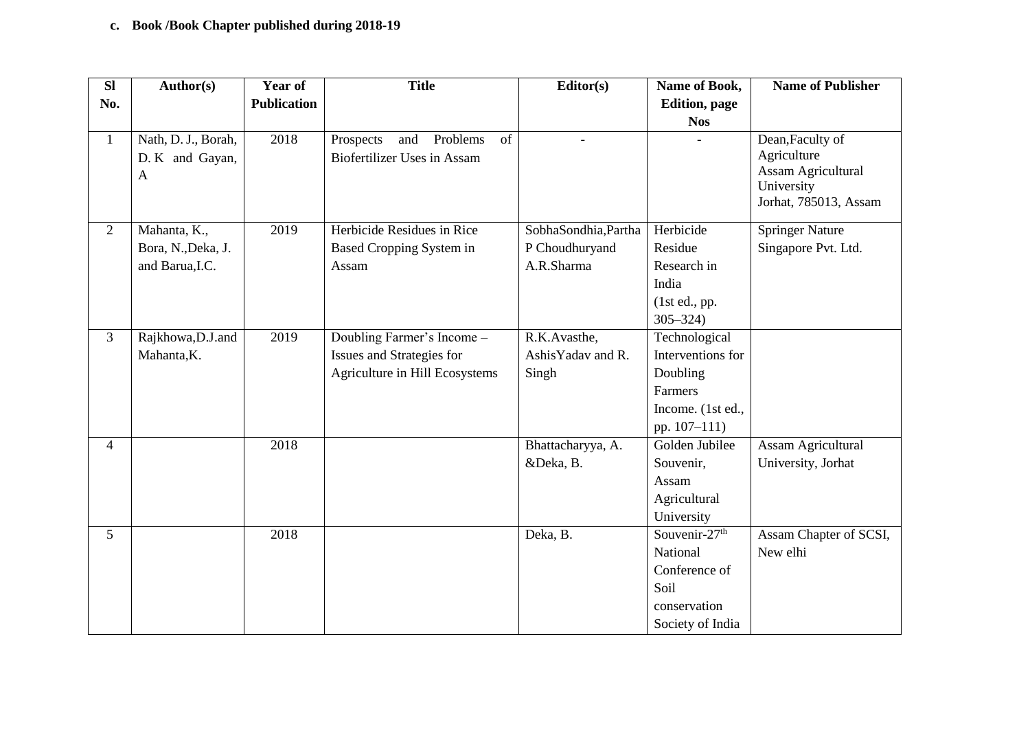**c. Book /Book Chapter published during 2018-19**

| Sl No. | Author(s) | Year of Publication | Title | Editor(s) | Name of Book, Edition, page Nos | Name of Publisher |
|---|---|---|---|---|---|---|
| 1 | Nath, D. J., Borah, D. K and Gayan, A | 2018 | Prospects and Problems of Biofertilizer Uses in Assam | - | - | Dean,Faculty of Agriculture Assam Agricultural University Jorhat, 785013, Assam |
| 2 | Mahanta, K., Bora, N.,Deka, J. and Barua,I.C. | 2019 | Herbicide Residues in Rice Based Cropping System in Assam | SobhaSondhia,Partha P Choudhuryand A.R.Sharma | Herbicide Residue Research in India (1st ed., pp. 305–324) | Springer Nature Singapore Pvt. Ltd. |
| 3 | Rajkhowa,D.J.and Mahanta,K. | 2019 | Doubling Farmer's Income – Issues and Strategies for Agriculture in Hill Ecosystems | R.K.Avasthe, AshisYadav and R. Singh | Technological Interventions for Doubling Farmers Income. (1st ed., pp. 107–111) | |
| 4 | | 2018 | | Bhattacharyya, A. &Deka, B. | Golden Jubilee Souvenir, Assam Agricultural University | Assam Agricultural University, Jorhat |
| 5 | | 2018 | | Deka, B. | Souvenir-27th National Conference of Soil conservation Society of India | Assam Chapter of SCSI, New elhi |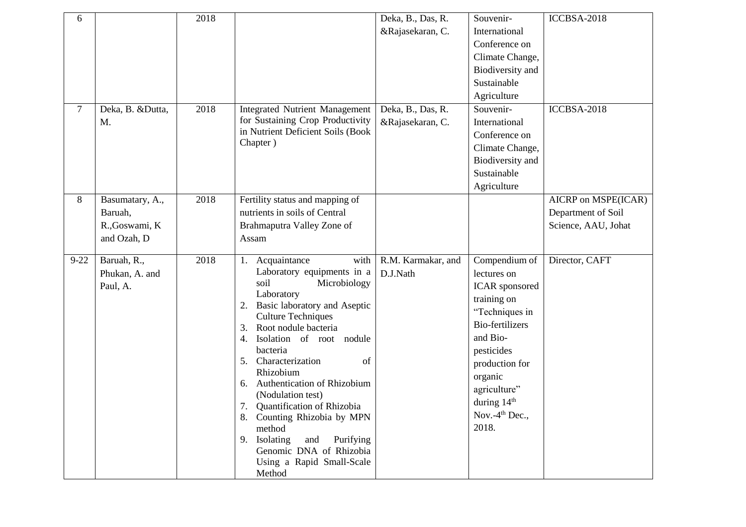| 6 | | 2018 | | Deka, B., Das, R. &Rajasekaran, C. | Souvenir- International Conference on Climate Change, Biodiversity and Sustainable Agriculture | ICCBSA-2018 |
|---|---|---|---|---|---|---|
| 7 | Deka, B. &Dutta, M. | 2018 | Integrated Nutrient Management for Sustaining Crop Productivity in Nutrient Deficient Soils (Book Chapter ) | Deka, B., Das, R. &Rajasekaran, C. | Souvenir- International Conference on Climate Change, Biodiversity and Sustainable Agriculture | ICCBSA-2018 |
| 8 | Basumatary, A., Baruah, R.,Goswami, K and Ozah, D | 2018 | Fertility status and mapping of nutrients in soils of Central Brahmaputra Valley Zone of Assam | | | AICRP on MSPE(ICAR) Department of Soil Science, AAU, Johat |
| 9-22 | Baruah, R., Phukan, A. and Paul, A. | 2018 | 1. Acquaintance with Laboratory equipments in a soil Microbiology Laboratory<br>2. Basic laboratory and Aseptic Culture Techniques<br>3. Root nodule bacteria<br>4. Isolation of root nodule bacteria<br>5. Characterization of Rhizobium<br>6. Authentication of Rhizobium (Nodulation test)<br>7. Quantification of Rhizobia<br>8. Counting Rhizobia by MPN method<br>9. Isolating and Purifying Genomic DNA of Rhizobia Using a Rapid Small-Scale Method | R.M. Karmakar, and D.J.Nath | Compendium of lectures on ICAR sponsored training on "Techniques in Bio-fertilizers and Bio-pesticides production for organic agriculture" during 14th Nov.-4th Dec., 2018. | Director, CAFT |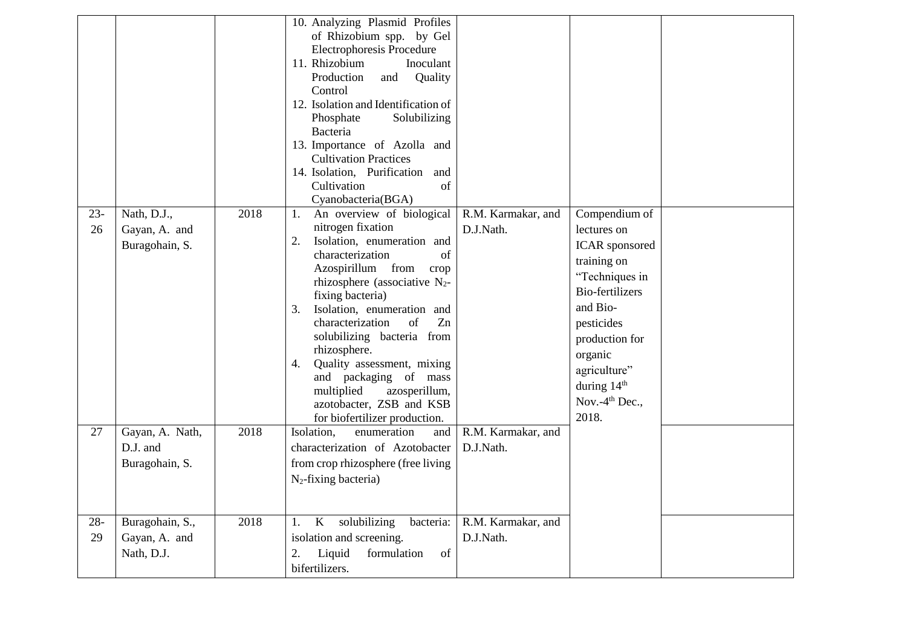| | | | | | | |
|---|---|---|---|---|---|---|
| | | | 10. Analyzing Plasmid Profiles of Rhizobium spp. by Gel Electrophoresis Procedure<br>11. Rhizobium Inoculant Production and Quality Control<br>12. Isolation and Identification of Phosphate Solubilizing Bacteria<br>13. Importance of Azolla and Cultivation Practices<br>14. Isolation, Purification and Cultivation of Cyanobacteria(BGA) | | | |
| 23-26 | Nath, D.J., Gayan, A. and Buragohain, S. | 2018 | 1. An overview of biological nitrogen fixation<br>2. Isolation, enumeration and characterization of Azospirillum from crop rhizosphere (associative $N_2$-fixing bacteria)<br>3. Isolation, enumeration and characterization of Zn solubilizing bacteria from rhizosphere.<br>4. Quality assessment, mixing and packaging of mass multiplied azosperillum, azotobacter, ZSB and KSB for biofertilizer production. | R.M. Karmakar, and D.J.Nath. | Compendium of lectures on ICAR sponsored training on "Techniques in Bio-fertilizers and Bio-pesticides production for organic agriculture" during 14th Nov.-4th Dec., 2018. | |
| 27 | Gayan, A. Nath, D.J. and Buragohain, S. | 2018 | Isolation, enumeration and characterization of Azotobacter from crop rhizosphere (free living $N_2$-fixing bacteria) | R.M. Karmakar, and D.J.Nath. | | |
| 28-29 | Buragohain, S., Gayan, A. and Nath, D.J. | 2018 | 1. K solubilizing bacteria: isolation and screening.<br>2. Liquid formulation of bifertilizers. | R.M. Karmakar, and D.J.Nath. | | |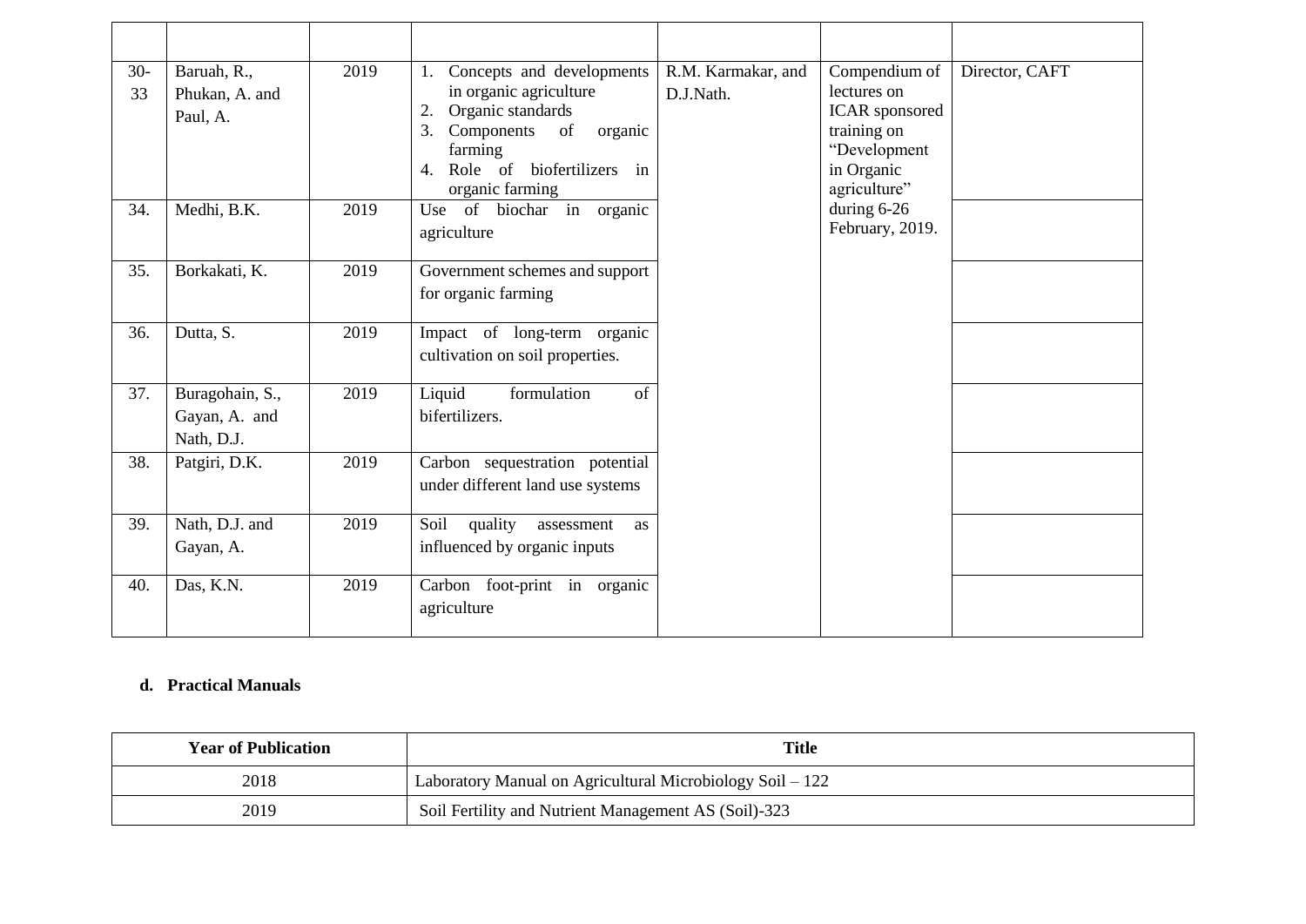| | | | | | | |
|---|---|---|---|---|---|---|
| 30-33 | Baruah, R., Phukan, A. and Paul, A. | 2019 | 1. Concepts and developments in organic agriculture<br>2. Organic standards<br>3. Components of organic farming<br>4. Role of biofertilizers in organic farming | R.M. Karmakar, and D.J.Nath. | Compendium of lectures on ICAR sponsored training on "Development in Organic agriculture" during 6-26 February, 2019. | Director, CAFT |
| 34. | Medhi, B.K. | 2019 | Use of biochar in organic agriculture | | | |
| 35. | Borkakati, K. | 2019 | Government schemes and support for organic farming | | | |
| 36. | Dutta, S. | 2019 | Impact of long-term organic cultivation on soil properties. | | | |
| 37. | Buragohain, S., Gayan, A. and Nath, D.J. | 2019 | Liquid formulation of bifertilizers. | | | |
| 38. | Patgiri, D.K. | 2019 | Carbon sequestration potential under different land use systems | | | |
| 39. | Nath, D.J. and Gayan, A. | 2019 | Soil quality assessment as influenced by organic inputs | | | |
| 40. | Das, K.N. | 2019 | Carbon foot-print in organic agriculture | | | |

**d. Practical Manuals**

| Year of Publication | Title |
|---|---|
| 2018 | Laboratory Manual on Agricultural Microbiology Soil – 122 |
| 2019 | Soil Fertility and Nutrient Management AS (Soil)-323 |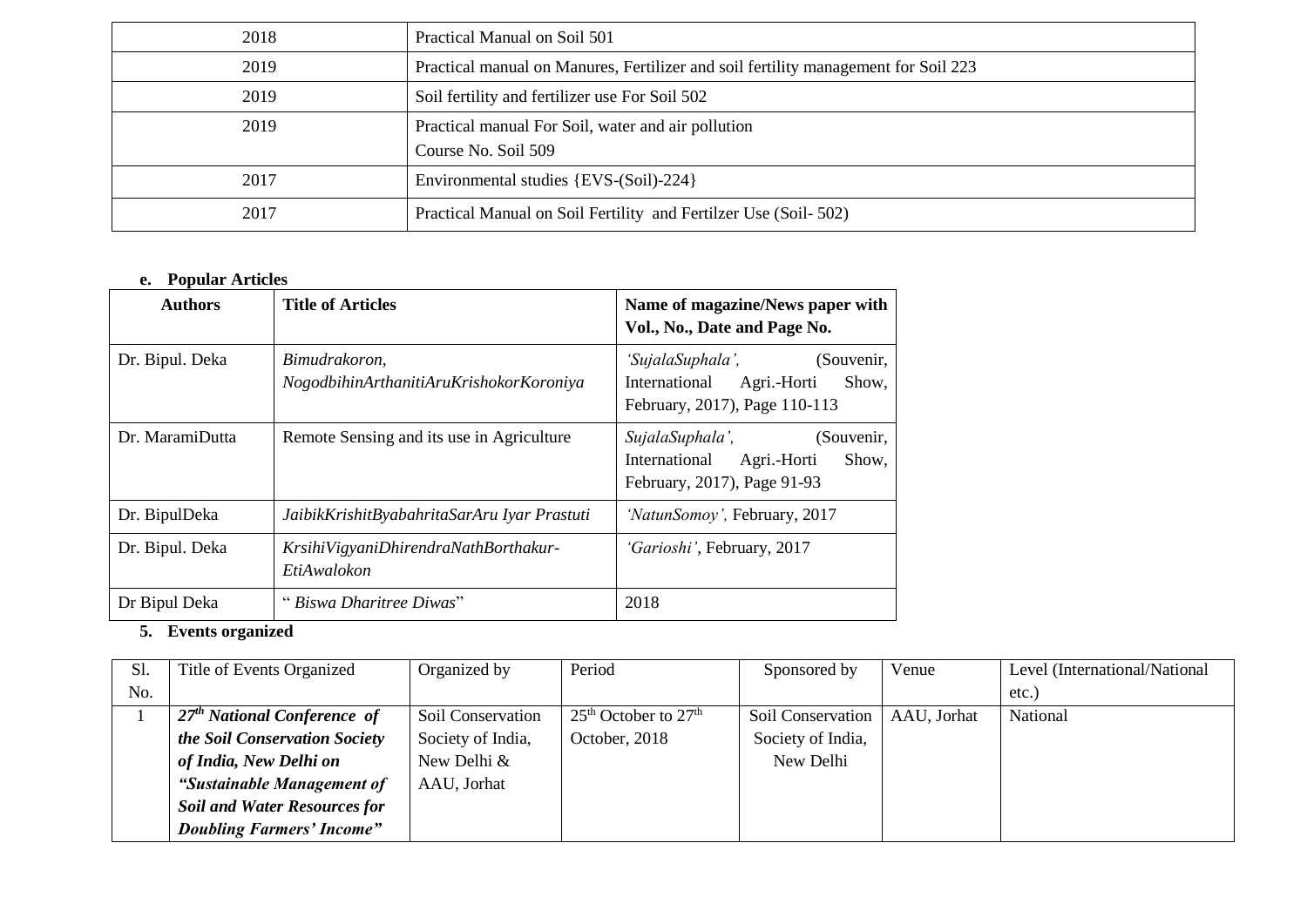| | |
|---|---|
| 2018 | Practical Manual on Soil 501 |
| 2019 | Practical manual on Manures, Fertilizer and soil fertility management for Soil 223 |
| 2019 | Soil fertility and fertilizer use For Soil 502 |
| 2019 | Practical manual For Soil, water and air pollution<br>Course No. Soil 509 |
| 2017 | Environmental studies {EVS-(Soil)-224} |
| 2017 | Practical Manual on Soil Fertility and Fertilzer Use (Soil- 502) |

**e. Popular Articles**

| Authors | Title of Articles | Name of magazine/News paper with Vol., No., Date and Page No. |
|---|---|---|
| Dr. Bipul. Deka | *Bimudrakoron, NogodbihinArthanitiAruKrishokorKoroniya* | *'SujalaSuphala',* (Souvenir, International Agri.-Horti Show, February, 2017), Page 110-113 |
| Dr. MaramiDutta | Remote Sensing and its use in Agriculture | *SujalaSuphala',* (Souvenir, International Agri.-Horti Show, February, 2017), Page 91-93 |
| Dr. BipulDeka | *JaibikKrishitByabahritaSarAru Iyar Prastuti* | *'NatunSomoy',* February, 2017 |
| Dr. Bipul. Deka | *KrsihiVigyaniDhirendraNathBorthakur-EtiAwalokon* | *'Garioshi'*, February, 2017 |
| Dr Bipul Deka | " *Biswa Dharitree Diwas*" | 2018 |

**5. Events organized**

| Sl. No. | Title of Events Organized | Organized by | Period | Sponsored by | Venue | Level (International/National etc.) |
|---|---|---|---|---|---|---|
| 1 | ***27th National Conference of the Soil Conservation Society of India, New Delhi on "Sustainable Management of Soil and Water Resources for Doubling Farmers' Income"*** | Soil Conservation Society of India, New Delhi & AAU, Jorhat | 25th October to 27th October, 2018 | Soil Conservation Society of India, New Delhi | AAU, Jorhat | National |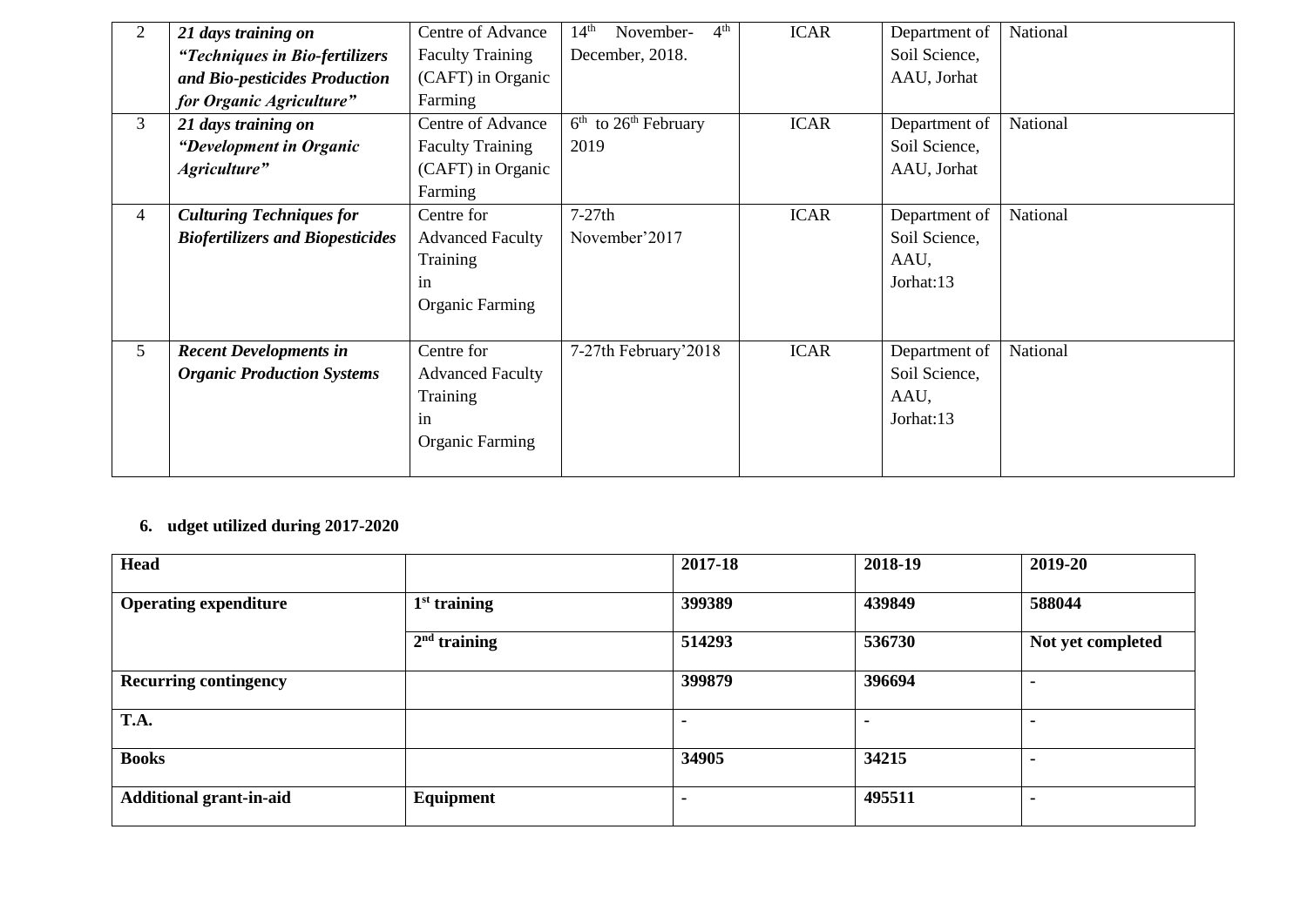| 2 | ***21 days training on "Techniques in Bio-fertilizers and Bio-pesticides Production for Organic Agriculture"*** | Centre of Advance Faculty Training (CAFT) in Organic Farming | 14th November- 4th December, 2018. | ICAR | Department of Soil Science, AAU, Jorhat | National |
|---|---|---|---|---|---|---|
| 3 | ***21 days training on "Development in Organic Agriculture"*** | Centre of Advance Faculty Training (CAFT) in Organic Farming | 6th to 26th February 2019 | ICAR | Department of Soil Science, AAU, Jorhat | National |
| 4 | ***Culturing Techniques for Biofertilizers and Biopesticides*** | Centre for Advanced Faculty Training in Organic Farming | 7-27th November'2017 | ICAR | Department of Soil Science, AAU, Jorhat:13 | National |
| 5 | ***Recent Developments in Organic Production Systems*** | Centre for Advanced Faculty Training in Organic Farming | 7-27th February'2018 | ICAR | Department of Soil Science, AAU, Jorhat:13 | National |

**6. udget utilized during 2017-2020**

| **Head** | | **2017-18** | **2018-19** | **2019-20** |
|---|---|---|---|---|
| **Operating expenditure** | **1st training** | **399389** | **439849** | **588044** |
| | **2nd training** | **514293** | **536730** | **Not yet completed** |
| **Recurring contingency** | | **399879** | **396694** | **-** |
| **T.A.** | | **-** | **-** | **-** |
| **Books** | | **34905** | **34215** | **-** |
| **Additional grant-in-aid** | **Equipment** | **-** | **495511** | **-** |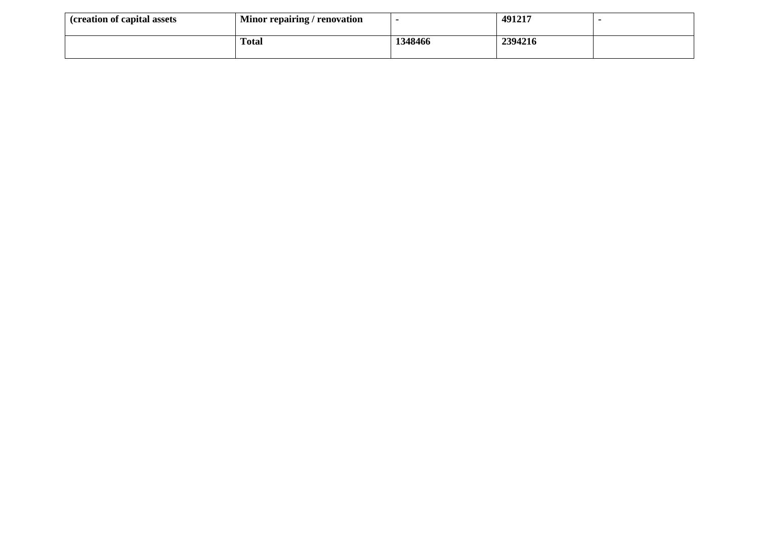| | | | | |
|---|---|---|---|---|
| **(creation of capital assets** | **Minor repairing / renovation** | **-** | **491217** | **-** |
| | **Total** | **1348466** | **2394216** | |